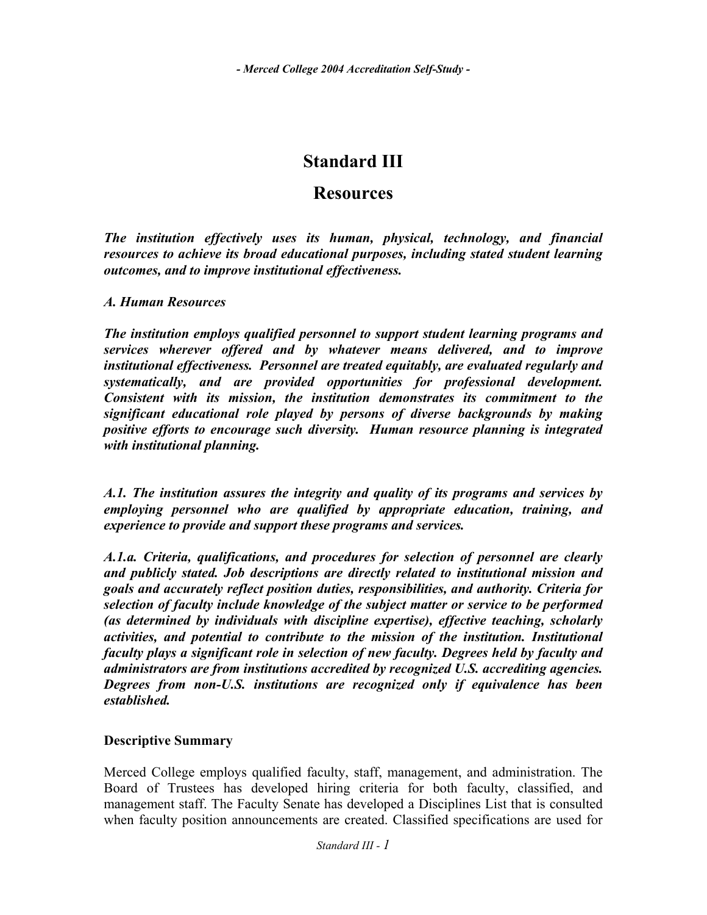# Standard III

## Resources

***The institution effectively uses its human, physical, technology, and financial resources to achieve its broad educational purposes, including stated student learning outcomes, and to improve institutional effectiveness.***

***A. Human Resources***

***The institution employs qualified personnel to support student learning programs and services wherever offered and by whatever means delivered, and to improve institutional effectiveness. Personnel are treated equitably, are evaluated regularly and systematically, and are provided opportunities for professional development. Consistent with its mission, the institution demonstrates its commitment to the significant educational role played by persons of diverse backgrounds by making positive efforts to encourage such diversity. Human resource planning is integrated with institutional planning.***

***A.1. The institution assures the integrity and quality of its programs and services by employing personnel who are qualified by appropriate education, training, and experience to provide and support these programs and services.***

***A.1.a. Criteria, qualifications, and procedures for selection of personnel are clearly and publicly stated. Job descriptions are directly related to institutional mission and goals and accurately reflect position duties, responsibilities, and authority. Criteria for selection of faculty include knowledge of the subject matter or service to be performed (as determined by individuals with discipline expertise), effective teaching, scholarly activities, and potential to contribute to the mission of the institution. Institutional faculty plays a significant role in selection of new faculty. Degrees held by faculty and administrators are from institutions accredited by recognized U.S. accrediting agencies. Degrees from non-U.S. institutions are recognized only if equivalence has been established.***

### Descriptive Summary

Merced College employs qualified faculty, staff, management, and administration. The Board of Trustees has developed hiring criteria for both faculty, classified, and management staff. The Faculty Senate has developed a Disciplines List that is consulted when faculty position announcements are created. Classified specifications are used for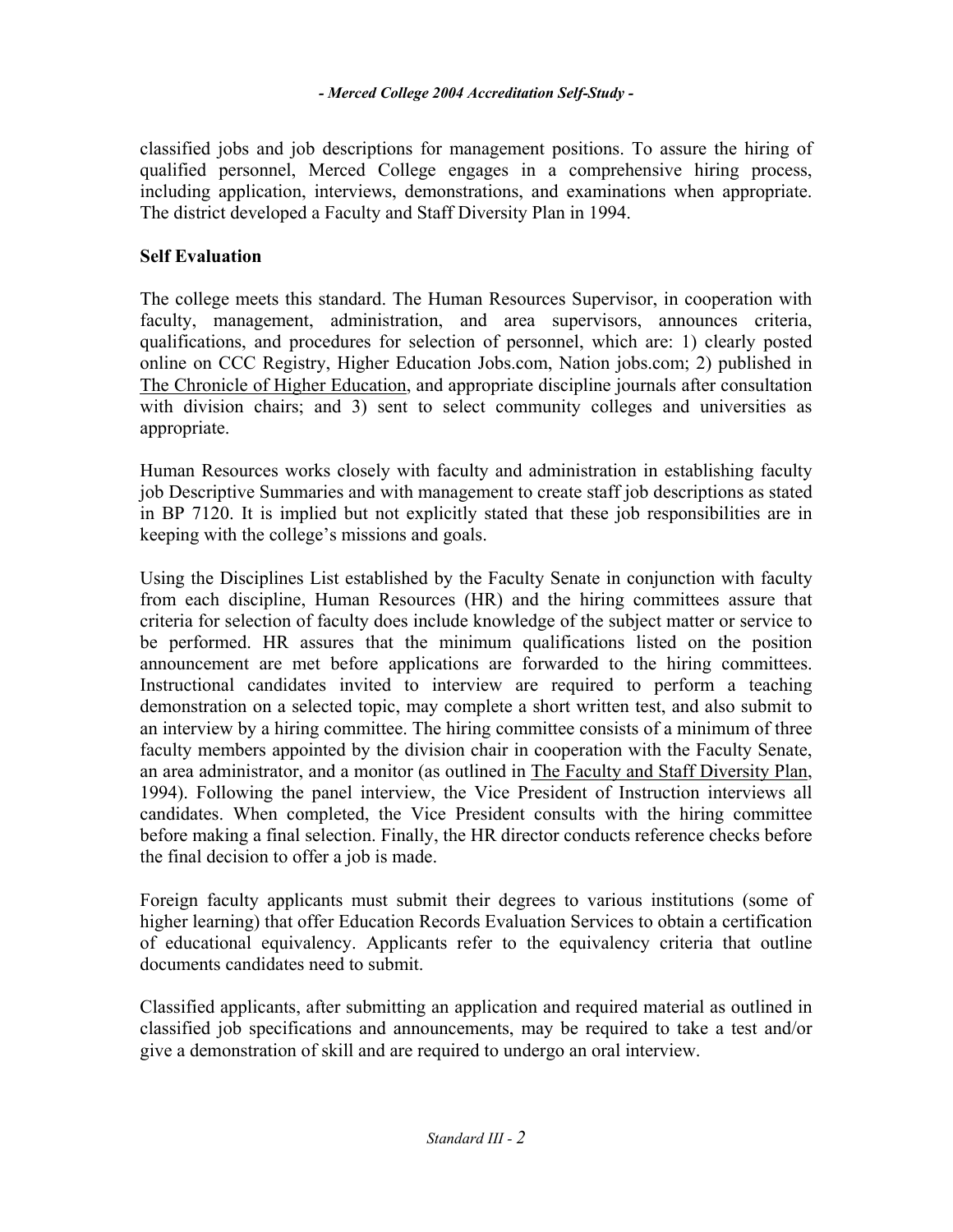classified jobs and job descriptions for management positions. To assure the hiring of qualified personnel, Merced College engages in a comprehensive hiring process, including application, interviews, demonstrations, and examinations when appropriate. The district developed a Faculty and Staff Diversity Plan in 1994.

**Self Evaluation**

The college meets this standard. The Human Resources Supervisor, in cooperation with faculty, management, administration, and area supervisors, announces criteria, qualifications, and procedures for selection of personnel, which are: 1) clearly posted online on CCC Registry, Higher Education Jobs.com, Nation jobs.com; 2) published in The Chronicle of Higher Education, and appropriate discipline journals after consultation with division chairs; and 3) sent to select community colleges and universities as appropriate.

Human Resources works closely with faculty and administration in establishing faculty job Descriptive Summaries and with management to create staff job descriptions as stated in BP 7120. It is implied but not explicitly stated that these job responsibilities are in keeping with the college's missions and goals.

Using the Disciplines List established by the Faculty Senate in conjunction with faculty from each discipline, Human Resources (HR) and the hiring committees assure that criteria for selection of faculty does include knowledge of the subject matter or service to be performed. HR assures that the minimum qualifications listed on the position announcement are met before applications are forwarded to the hiring committees. Instructional candidates invited to interview are required to perform a teaching demonstration on a selected topic, may complete a short written test, and also submit to an interview by a hiring committee. The hiring committee consists of a minimum of three faculty members appointed by the division chair in cooperation with the Faculty Senate, an area administrator, and a monitor (as outlined in The Faculty and Staff Diversity Plan, 1994). Following the panel interview, the Vice President of Instruction interviews all candidates. When completed, the Vice President consults with the hiring committee before making a final selection. Finally, the HR director conducts reference checks before the final decision to offer a job is made.

Foreign faculty applicants must submit their degrees to various institutions (some of higher learning) that offer Education Records Evaluation Services to obtain a certification of educational equivalency. Applicants refer to the equivalency criteria that outline documents candidates need to submit.

Classified applicants, after submitting an application and required material as outlined in classified job specifications and announcements, may be required to take a test and/or give a demonstration of skill and are required to undergo an oral interview.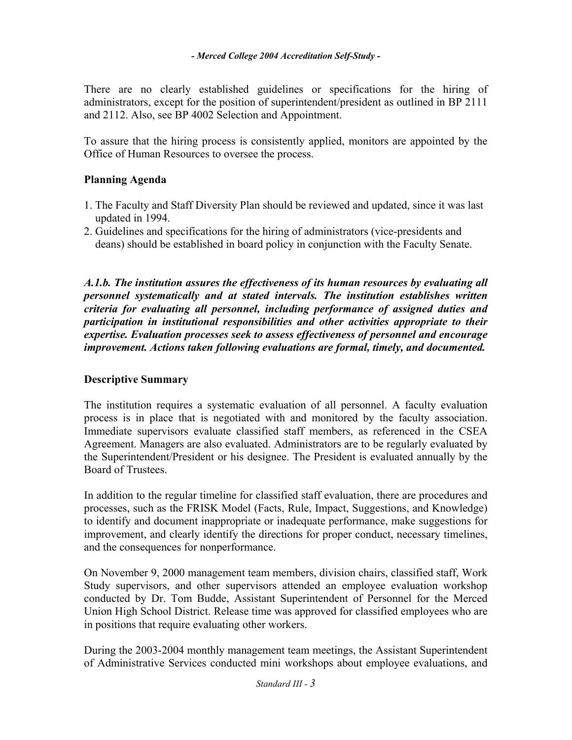There are no clearly established guidelines or specifications for the hiring of administrators, except for the position of superintendent/president as outlined in BP 2111 and 2112. Also, see BP 4002 Selection and Appointment.

To assure that the hiring process is consistently applied, monitors are appointed by the Office of Human Resources to oversee the process.

### Planning Agenda

1. The Faculty and Staff Diversity Plan should be reviewed and updated, since it was last updated in 1994.
2. Guidelines and specifications for the hiring of administrators (vice-presidents and deans) should be established in board policy in conjunction with the Faculty Senate.

***A.1.b. The institution assures the effectiveness of its human resources by evaluating all personnel systematically and at stated intervals. The institution establishes written criteria for evaluating all personnel, including performance of assigned duties and participation in institutional responsibilities and other activities appropriate to their expertise. Evaluation processes seek to assess effectiveness of personnel and encourage improvement. Actions taken following evaluations are formal, timely, and documented.***

### Descriptive Summary

The institution requires a systematic evaluation of all personnel. A faculty evaluation process is in place that is negotiated with and monitored by the faculty association. Immediate supervisors evaluate classified staff members, as referenced in the CSEA Agreement. Managers are also evaluated. Administrators are to be regularly evaluated by the Superintendent/President or his designee. The President is evaluated annually by the Board of Trustees.

In addition to the regular timeline for classified staff evaluation, there are procedures and processes, such as the FRISK Model (Facts, Rule, Impact, Suggestions, and Knowledge) to identify and document inappropriate or inadequate performance, make suggestions for improvement, and clearly identify the directions for proper conduct, necessary timelines, and the consequences for nonperformance.

On November 9, 2000 management team members, division chairs, classified staff, Work Study supervisors, and other supervisors attended an employee evaluation workshop conducted by Dr. Tom Budde, Assistant Superintendent of Personnel for the Merced Union High School District. Release time was approved for classified employees who are in positions that require evaluating other workers.

During the 2003-2004 monthly management team meetings, the Assistant Superintendent of Administrative Services conducted mini workshops about employee evaluations, and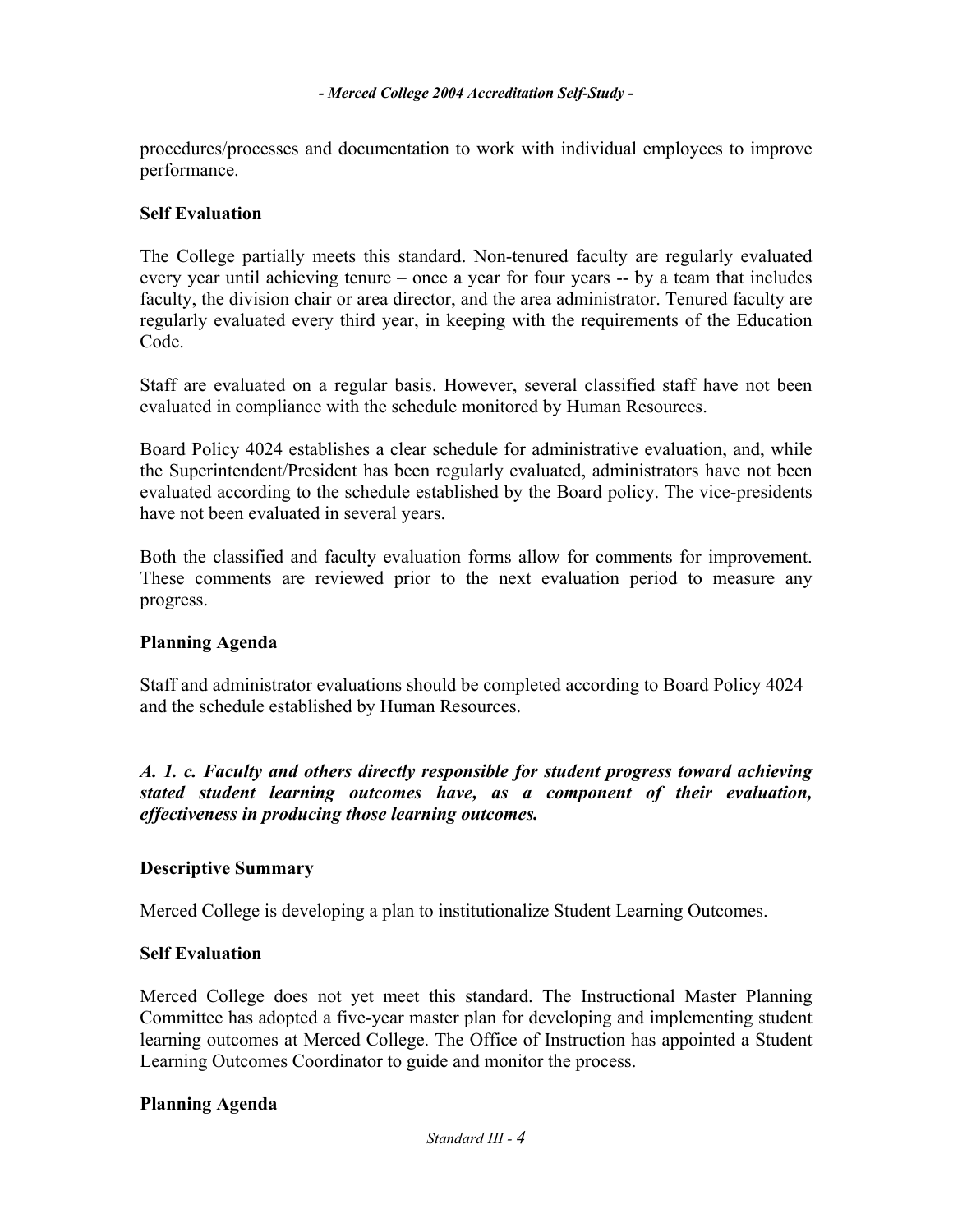procedures/processes and documentation to work with individual employees to improve performance.

**Self Evaluation**

The College partially meets this standard. Non-tenured faculty are regularly evaluated every year until achieving tenure – once a year for four years -- by a team that includes faculty, the division chair or area director, and the area administrator. Tenured faculty are regularly evaluated every third year, in keeping with the requirements of the Education Code.

Staff are evaluated on a regular basis. However, several classified staff have not been evaluated in compliance with the schedule monitored by Human Resources.

Board Policy 4024 establishes a clear schedule for administrative evaluation, and, while the Superintendent/President has been regularly evaluated, administrators have not been evaluated according to the schedule established by the Board policy. The vice-presidents have not been evaluated in several years.

Both the classified and faculty evaluation forms allow for comments for improvement. These comments are reviewed prior to the next evaluation period to measure any progress.

**Planning Agenda**

Staff and administrator evaluations should be completed according to Board Policy 4024 and the schedule established by Human Resources.

***A. 1. c. Faculty and others directly responsible for student progress toward achieving stated student learning outcomes have, as a component of their evaluation, effectiveness in producing those learning outcomes.***

**Descriptive Summary**

Merced College is developing a plan to institutionalize Student Learning Outcomes.

**Self Evaluation**

Merced College does not yet meet this standard. The Instructional Master Planning Committee has adopted a five-year master plan for developing and implementing student learning outcomes at Merced College. The Office of Instruction has appointed a Student Learning Outcomes Coordinator to guide and monitor the process.

**Planning Agenda**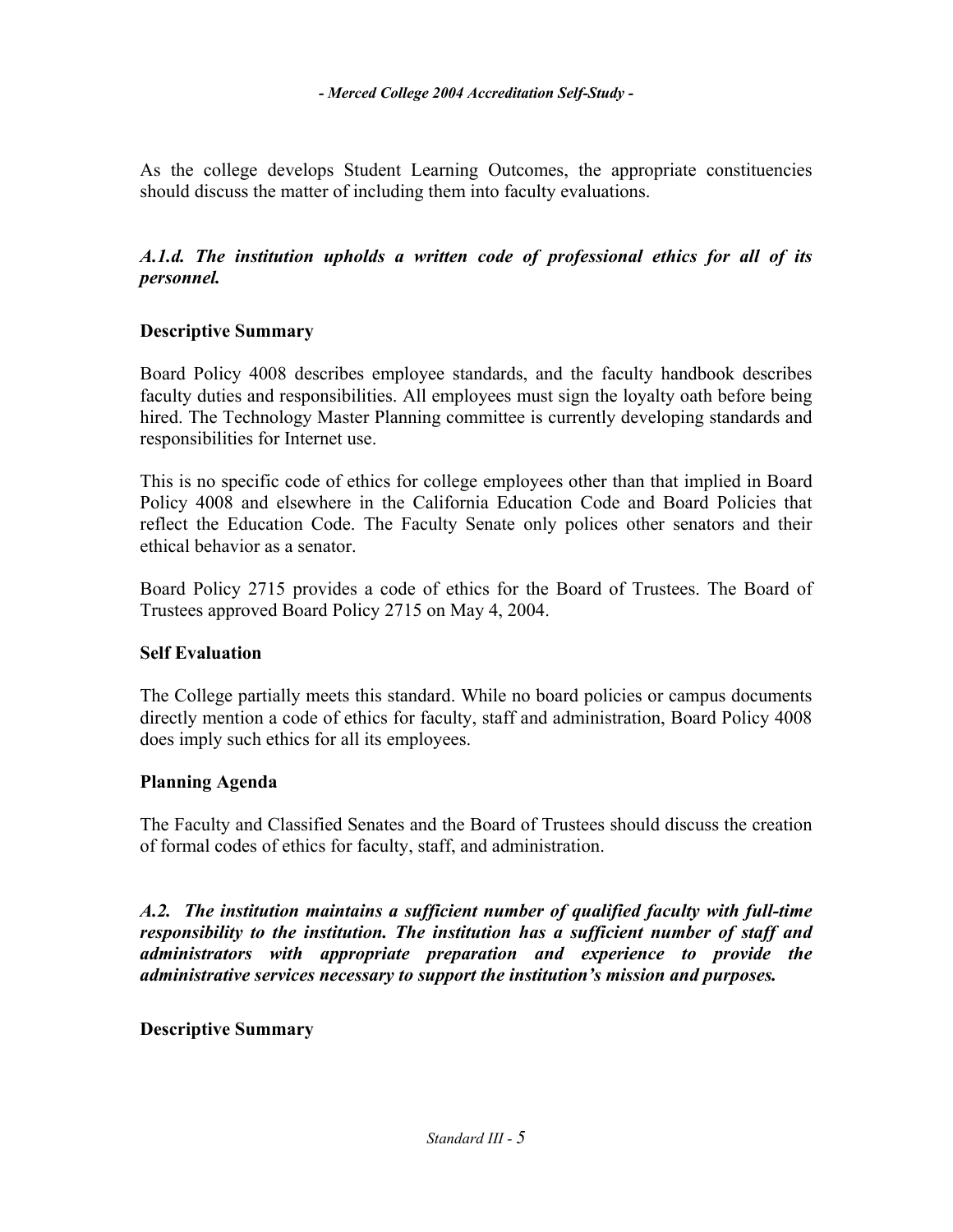As the college develops Student Learning Outcomes, the appropriate constituencies should discuss the matter of including them into faculty evaluations.

***A.1.d. The institution upholds a written code of professional ethics for all of its personnel.***

**Descriptive Summary**

Board Policy 4008 describes employee standards, and the faculty handbook describes faculty duties and responsibilities. All employees must sign the loyalty oath before being hired. The Technology Master Planning committee is currently developing standards and responsibilities for Internet use.

This is no specific code of ethics for college employees other than that implied in Board Policy 4008 and elsewhere in the California Education Code and Board Policies that reflect the Education Code. The Faculty Senate only polices other senators and their ethical behavior as a senator.

Board Policy 2715 provides a code of ethics for the Board of Trustees. The Board of Trustees approved Board Policy 2715 on May 4, 2004.

**Self Evaluation**

The College partially meets this standard. While no board policies or campus documents directly mention a code of ethics for faculty, staff and administration, Board Policy 4008 does imply such ethics for all its employees.

**Planning Agenda**

The Faculty and Classified Senates and the Board of Trustees should discuss the creation of formal codes of ethics for faculty, staff, and administration.

***A.2. The institution maintains a sufficient number of qualified faculty with full-time responsibility to the institution. The institution has a sufficient number of staff and administrators with appropriate preparation and experience to provide the administrative services necessary to support the institution's mission and purposes.***

**Descriptive Summary**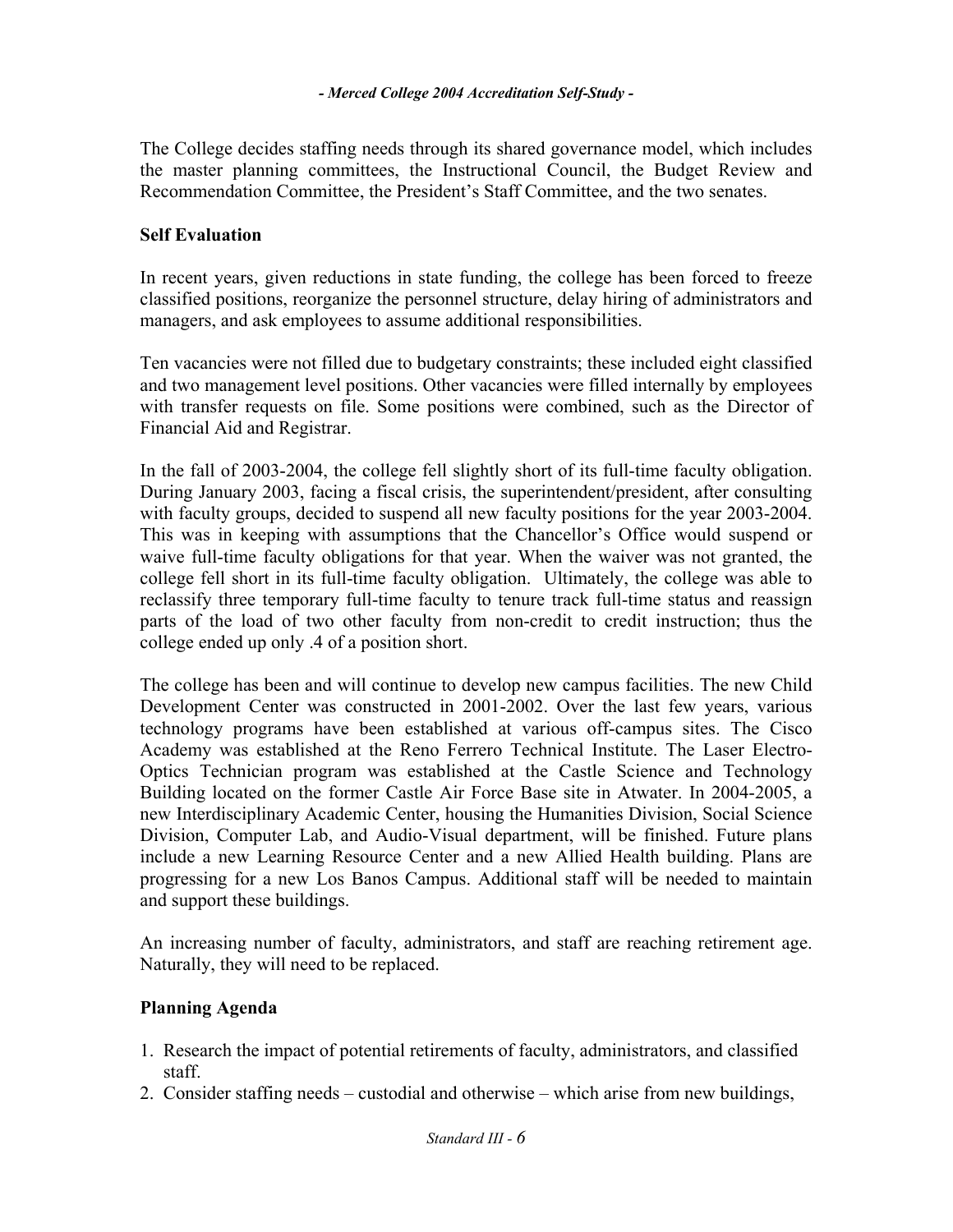The College decides staffing needs through its shared governance model, which includes the master planning committees, the Instructional Council, the Budget Review and Recommendation Committee, the President's Staff Committee, and the two senates.

### Self Evaluation

In recent years, given reductions in state funding, the college has been forced to freeze classified positions, reorganize the personnel structure, delay hiring of administrators and managers, and ask employees to assume additional responsibilities.

Ten vacancies were not filled due to budgetary constraints; these included eight classified and two management level positions. Other vacancies were filled internally by employees with transfer requests on file. Some positions were combined, such as the Director of Financial Aid and Registrar.

In the fall of 2003-2004, the college fell slightly short of its full-time faculty obligation. During January 2003, facing a fiscal crisis, the superintendent/president, after consulting with faculty groups, decided to suspend all new faculty positions for the year 2003-2004. This was in keeping with assumptions that the Chancellor's Office would suspend or waive full-time faculty obligations for that year. When the waiver was not granted, the college fell short in its full-time faculty obligation. Ultimately, the college was able to reclassify three temporary full-time faculty to tenure track full-time status and reassign parts of the load of two other faculty from non-credit to credit instruction; thus the college ended up only .4 of a position short.

The college has been and will continue to develop new campus facilities. The new Child Development Center was constructed in 2001-2002. Over the last few years, various technology programs have been established at various off-campus sites. The Cisco Academy was established at the Reno Ferrero Technical Institute. The Laser Electro-Optics Technician program was established at the Castle Science and Technology Building located on the former Castle Air Force Base site in Atwater. In 2004-2005, a new Interdisciplinary Academic Center, housing the Humanities Division, Social Science Division, Computer Lab, and Audio-Visual department, will be finished. Future plans include a new Learning Resource Center and a new Allied Health building. Plans are progressing for a new Los Banos Campus. Additional staff will be needed to maintain and support these buildings.

An increasing number of faculty, administrators, and staff are reaching retirement age. Naturally, they will need to be replaced.

### Planning Agenda

1. Research the impact of potential retirements of faculty, administrators, and classified staff.
2. Consider staffing needs – custodial and otherwise – which arise from new buildings,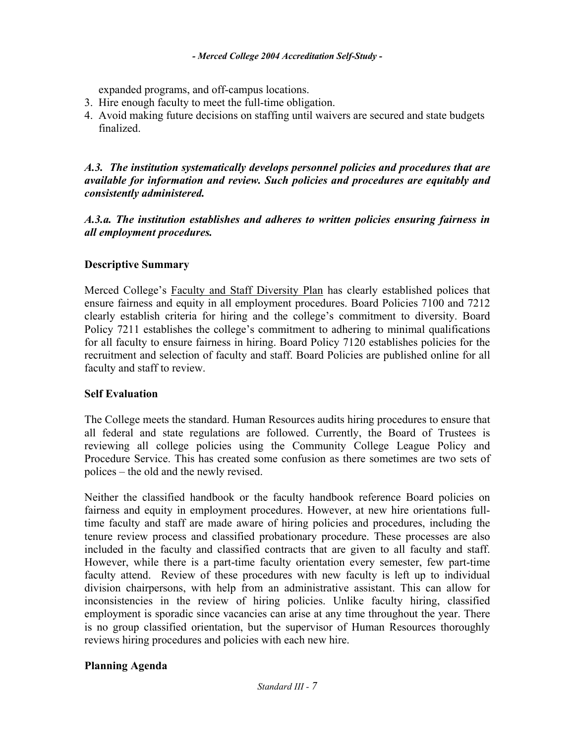expanded programs, and off-campus locations.

3. Hire enough faculty to meet the full-time obligation.
4. Avoid making future decisions on staffing until waivers are secured and state budgets finalized.

***A.3. The institution systematically develops personnel policies and procedures that are available for information and review. Such policies and procedures are equitably and consistently administered.***

***A.3.a. The institution establishes and adheres to written policies ensuring fairness in all employment procedures.***

**Descriptive Summary**

Merced College's Faculty and Staff Diversity Plan has clearly established polices that ensure fairness and equity in all employment procedures. Board Policies 7100 and 7212 clearly establish criteria for hiring and the college's commitment to diversity. Board Policy 7211 establishes the college's commitment to adhering to minimal qualifications for all faculty to ensure fairness in hiring. Board Policy 7120 establishes policies for the recruitment and selection of faculty and staff. Board Policies are published online for all faculty and staff to review.

**Self Evaluation**

The College meets the standard. Human Resources audits hiring procedures to ensure that all federal and state regulations are followed. Currently, the Board of Trustees is reviewing all college policies using the Community College League Policy and Procedure Service. This has created some confusion as there sometimes are two sets of polices – the old and the newly revised.

Neither the classified handbook or the faculty handbook reference Board policies on fairness and equity in employment procedures. However, at new hire orientations full-time faculty and staff are made aware of hiring policies and procedures, including the tenure review process and classified probationary procedure. These processes are also included in the faculty and classified contracts that are given to all faculty and staff. However, while there is a part-time faculty orientation every semester, few part-time faculty attend. Review of these procedures with new faculty is left up to individual division chairpersons, with help from an administrative assistant. This can allow for inconsistencies in the review of hiring policies. Unlike faculty hiring, classified employment is sporadic since vacancies can arise at any time throughout the year. There is no group classified orientation, but the supervisor of Human Resources thoroughly reviews hiring procedures and policies with each new hire.

**Planning Agenda**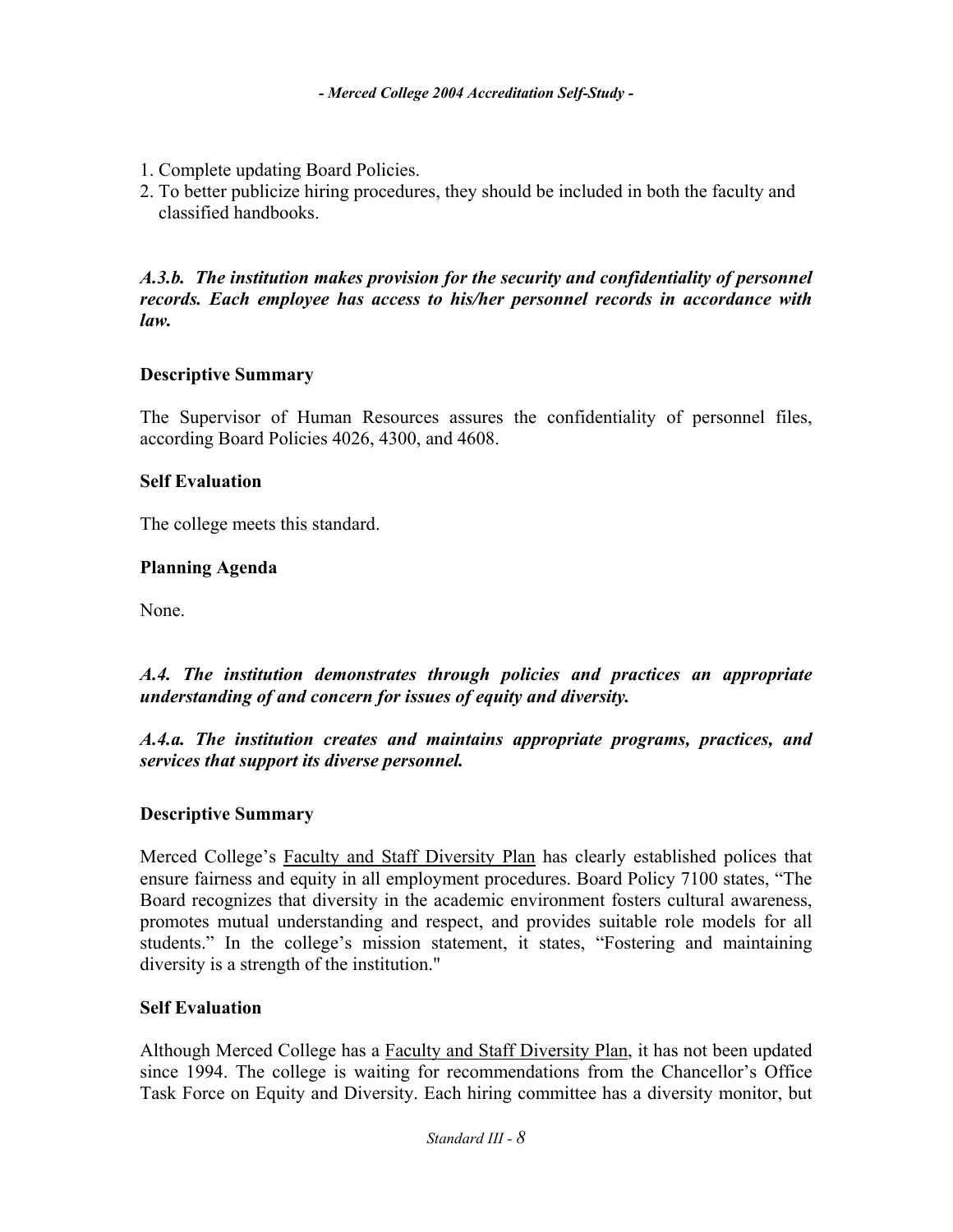1. Complete updating Board Policies.
2. To better publicize hiring procedures, they should be included in both the faculty and classified handbooks.

***A.3.b. The institution makes provision for the security and confidentiality of personnel records. Each employee has access to his/her personnel records in accordance with law.***

**Descriptive Summary**

The Supervisor of Human Resources assures the confidentiality of personnel files, according Board Policies 4026, 4300, and 4608.

**Self Evaluation**

The college meets this standard.

**Planning Agenda**

None.

***A.4. The institution demonstrates through policies and practices an appropriate understanding of and concern for issues of equity and diversity.***

***A.4.a. The institution creates and maintains appropriate programs, practices, and services that support its diverse personnel.***

**Descriptive Summary**

Merced College's Faculty and Staff Diversity Plan has clearly established polices that ensure fairness and equity in all employment procedures. Board Policy 7100 states, "The Board recognizes that diversity in the academic environment fosters cultural awareness, promotes mutual understanding and respect, and provides suitable role models for all students." In the college's mission statement, it states, "Fostering and maintaining diversity is a strength of the institution."

**Self Evaluation**

Although Merced College has a Faculty and Staff Diversity Plan, it has not been updated since 1994. The college is waiting for recommendations from the Chancellor's Office Task Force on Equity and Diversity. Each hiring committee has a diversity monitor, but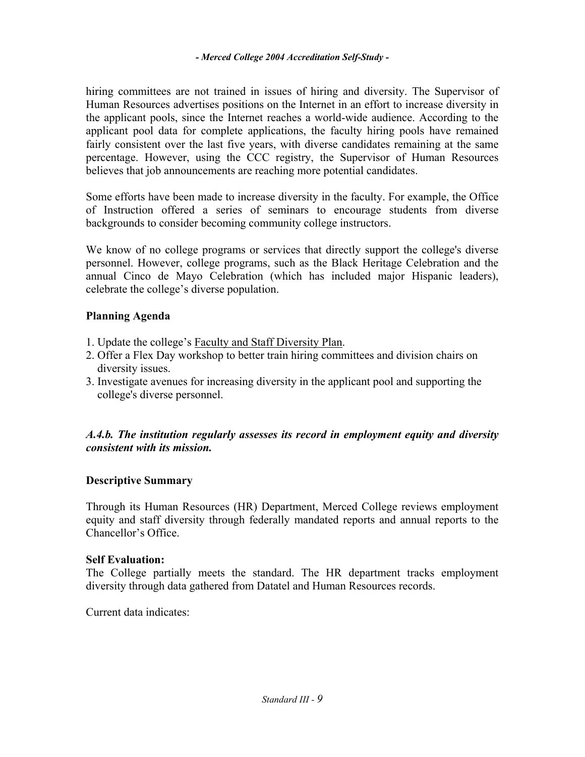hiring committees are not trained in issues of hiring and diversity. The Supervisor of Human Resources advertises positions on the Internet in an effort to increase diversity in the applicant pools, since the Internet reaches a world-wide audience. According to the applicant pool data for complete applications, the faculty hiring pools have remained fairly consistent over the last five years, with diverse candidates remaining at the same percentage. However, using the CCC registry, the Supervisor of Human Resources believes that job announcements are reaching more potential candidates.

Some efforts have been made to increase diversity in the faculty. For example, the Office of Instruction offered a series of seminars to encourage students from diverse backgrounds to consider becoming community college instructors.

We know of no college programs or services that directly support the college's diverse personnel. However, college programs, such as the Black Heritage Celebration and the annual Cinco de Mayo Celebration (which has included major Hispanic leaders), celebrate the college's diverse population.

**Planning Agenda**

1. Update the college's Faculty and Staff Diversity Plan.
2. Offer a Flex Day workshop to better train hiring committees and division chairs on diversity issues.
3. Investigate avenues for increasing diversity in the applicant pool and supporting the college's diverse personnel.

***A.4.b. The institution regularly assesses its record in employment equity and diversity consistent with its mission.***

**Descriptive Summary**

Through its Human Resources (HR) Department, Merced College reviews employment equity and staff diversity through federally mandated reports and annual reports to the Chancellor's Office.

**Self Evaluation:**

The College partially meets the standard. The HR department tracks employment diversity through data gathered from Datatel and Human Resources records.

Current data indicates: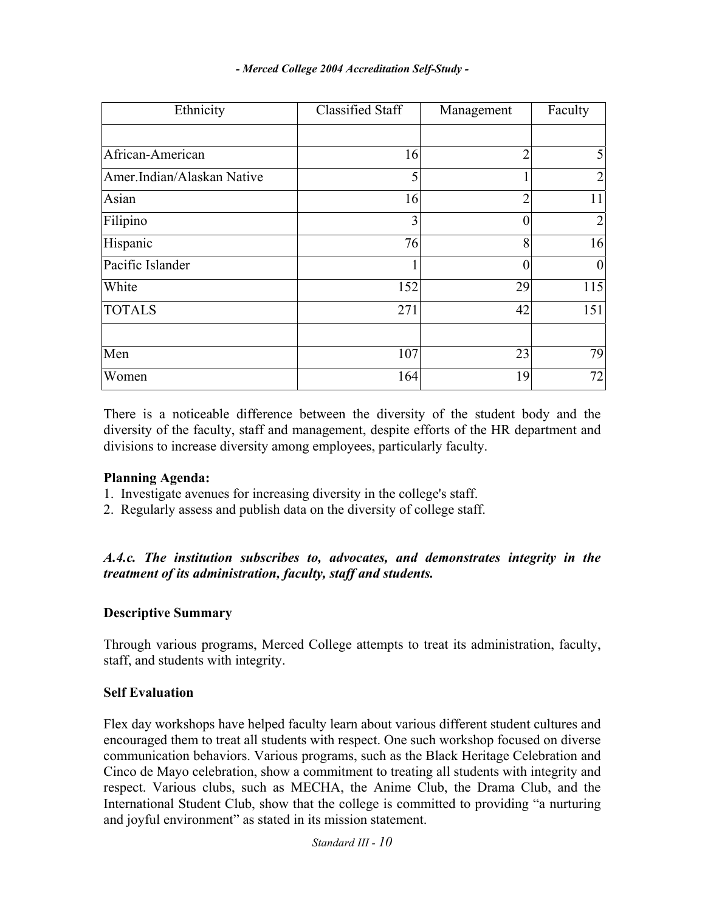| Ethnicity | Classified Staff | Management | Faculty |
|---|---|---|---|
| | | | |
| African-American | 16 | 2 | 5 |
| Amer.Indian/Alaskan Native | 5 | 1 | 2 |
| Asian | 16 | 2 | 11 |
| Filipino | 3 | 0 | 2 |
| Hispanic | 76 | 8 | 16 |
| Pacific Islander | 1 | 0 | 0 |
| White | 152 | 29 | 115 |
| TOTALS | 271 | 42 | 151 |
| | | | |
| Men | 107 | 23 | 79 |
| Women | 164 | 19 | 72 |

There is a noticeable difference between the diversity of the student body and the diversity of the faculty, staff and management, despite efforts of the HR department and divisions to increase diversity among employees, particularly faculty.

**Planning Agenda:**

1. Investigate avenues for increasing diversity in the college's staff.
2. Regularly assess and publish data on the diversity of college staff.

***A.4.c. The institution subscribes to, advocates, and demonstrates integrity in the treatment of its administration, faculty, staff and students.***

**Descriptive Summary**

Through various programs, Merced College attempts to treat its administration, faculty, staff, and students with integrity.

**Self Evaluation**

Flex day workshops have helped faculty learn about various different student cultures and encouraged them to treat all students with respect. One such workshop focused on diverse communication behaviors. Various programs, such as the Black Heritage Celebration and Cinco de Mayo celebration, show a commitment to treating all students with integrity and respect. Various clubs, such as MECHA, the Anime Club, the Drama Club, and the International Student Club, show that the college is committed to providing "a nurturing and joyful environment" as stated in its mission statement.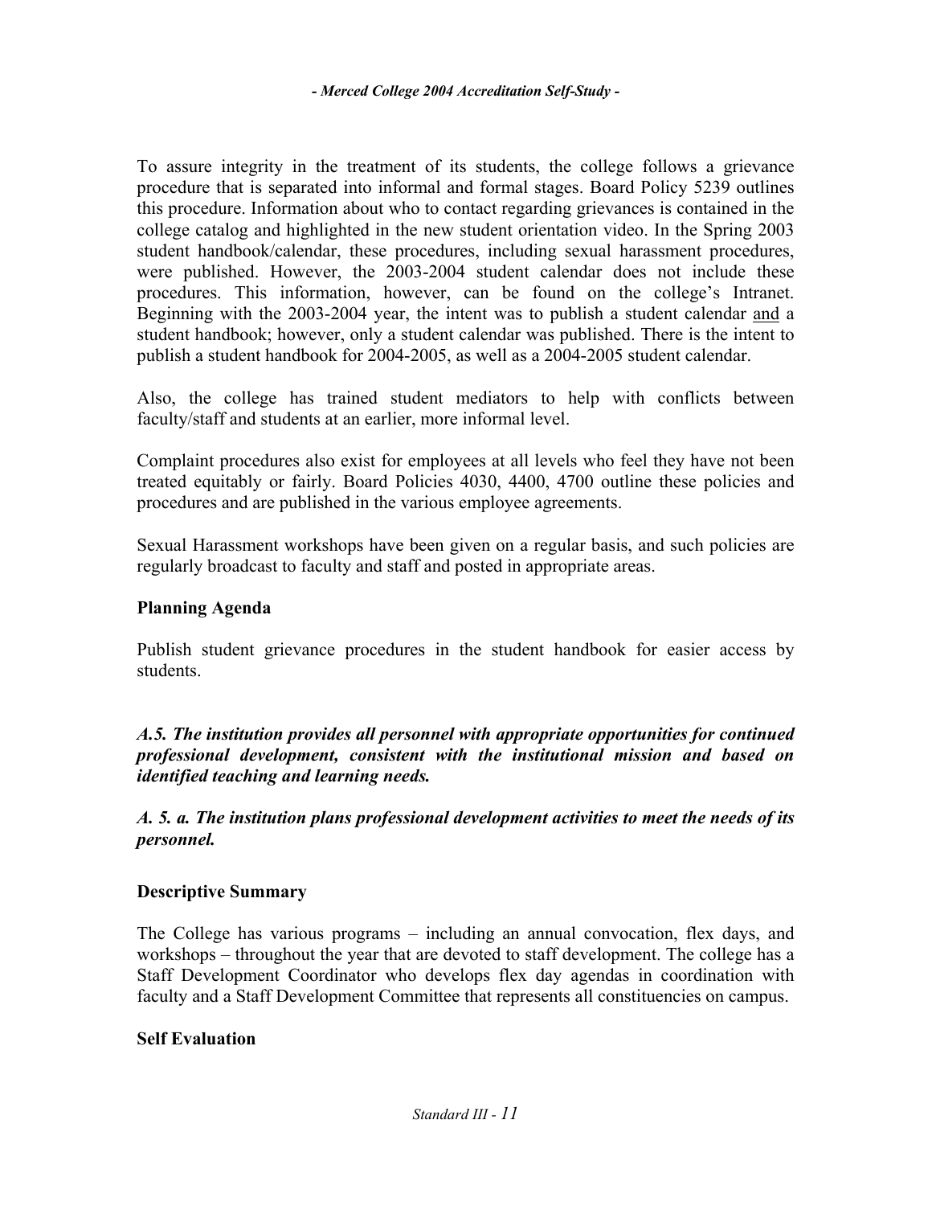To assure integrity in the treatment of its students, the college follows a grievance procedure that is separated into informal and formal stages. Board Policy 5239 outlines this procedure. Information about who to contact regarding grievances is contained in the college catalog and highlighted in the new student orientation video. In the Spring 2003 student handbook/calendar, these procedures, including sexual harassment procedures, were published. However, the 2003-2004 student calendar does not include these procedures. This information, however, can be found on the college's Intranet. Beginning with the 2003-2004 year, the intent was to publish a student calendar and a student handbook; however, only a student calendar was published. There is the intent to publish a student handbook for 2004-2005, as well as a 2004-2005 student calendar.

Also, the college has trained student mediators to help with conflicts between faculty/staff and students at an earlier, more informal level.

Complaint procedures also exist for employees at all levels who feel they have not been treated equitably or fairly. Board Policies 4030, 4400, 4700 outline these policies and procedures and are published in the various employee agreements.

Sexual Harassment workshops have been given on a regular basis, and such policies are regularly broadcast to faculty and staff and posted in appropriate areas.

### Planning Agenda

Publish student grievance procedures in the student handbook for easier access by students.

***A.5. The institution provides all personnel with appropriate opportunities for continued professional development, consistent with the institutional mission and based on identified teaching and learning needs.***

***A. 5. a. The institution plans professional development activities to meet the needs of its personnel.***

### Descriptive Summary

The College has various programs – including an annual convocation, flex days, and workshops – throughout the year that are devoted to staff development. The college has a Staff Development Coordinator who develops flex day agendas in coordination with faculty and a Staff Development Committee that represents all constituencies on campus.

### Self Evaluation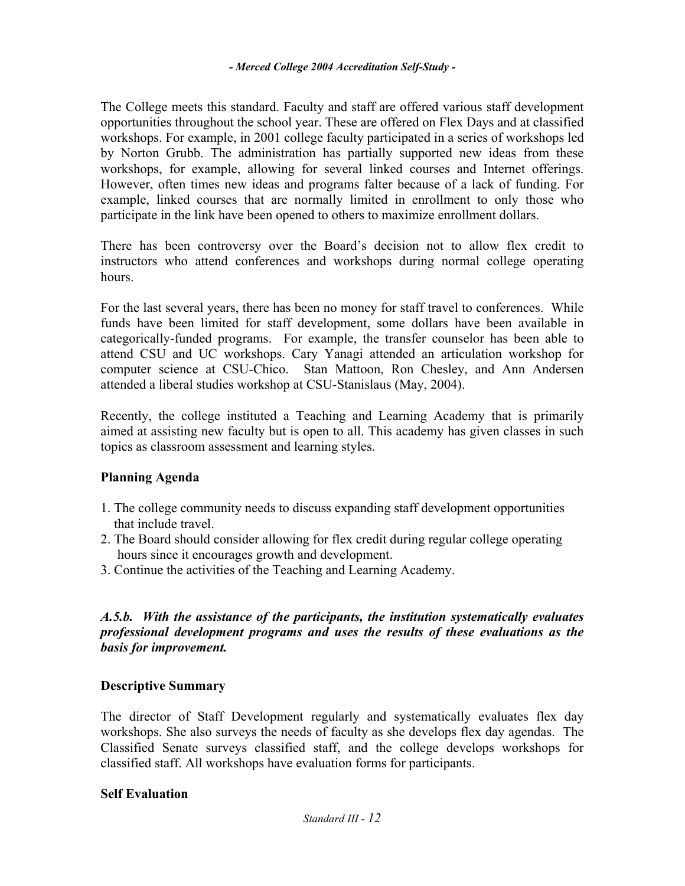The College meets this standard. Faculty and staff are offered various staff development opportunities throughout the school year. These are offered on Flex Days and at classified workshops. For example, in 2001 college faculty participated in a series of workshops led by Norton Grubb. The administration has partially supported new ideas from these workshops, for example, allowing for several linked courses and Internet offerings. However, often times new ideas and programs falter because of a lack of funding. For example, linked courses that are normally limited in enrollment to only those who participate in the link have been opened to others to maximize enrollment dollars.

There has been controversy over the Board's decision not to allow flex credit to instructors who attend conferences and workshops during normal college operating hours.

For the last several years, there has been no money for staff travel to conferences. While funds have been limited for staff development, some dollars have been available in categorically-funded programs. For example, the transfer counselor has been able to attend CSU and UC workshops. Cary Yanagi attended an articulation workshop for computer science at CSU-Chico. Stan Mattoon, Ron Chesley, and Ann Andersen attended a liberal studies workshop at CSU-Stanislaus (May, 2004).

Recently, the college instituted a Teaching and Learning Academy that is primarily aimed at assisting new faculty but is open to all. This academy has given classes in such topics as classroom assessment and learning styles.

### Planning Agenda

1. The college community needs to discuss expanding staff development opportunities that include travel.
2. The Board should consider allowing for flex credit during regular college operating hours since it encourages growth and development.
3. Continue the activities of the Teaching and Learning Academy.

***A.5.b. With the assistance of the participants, the institution systematically evaluates professional development programs and uses the results of these evaluations as the basis for improvement.***

### Descriptive Summary

The director of Staff Development regularly and systematically evaluates flex day workshops. She also surveys the needs of faculty as she develops flex day agendas. The Classified Senate surveys classified staff, and the college develops workshops for classified staff. All workshops have evaluation forms for participants.

### Self Evaluation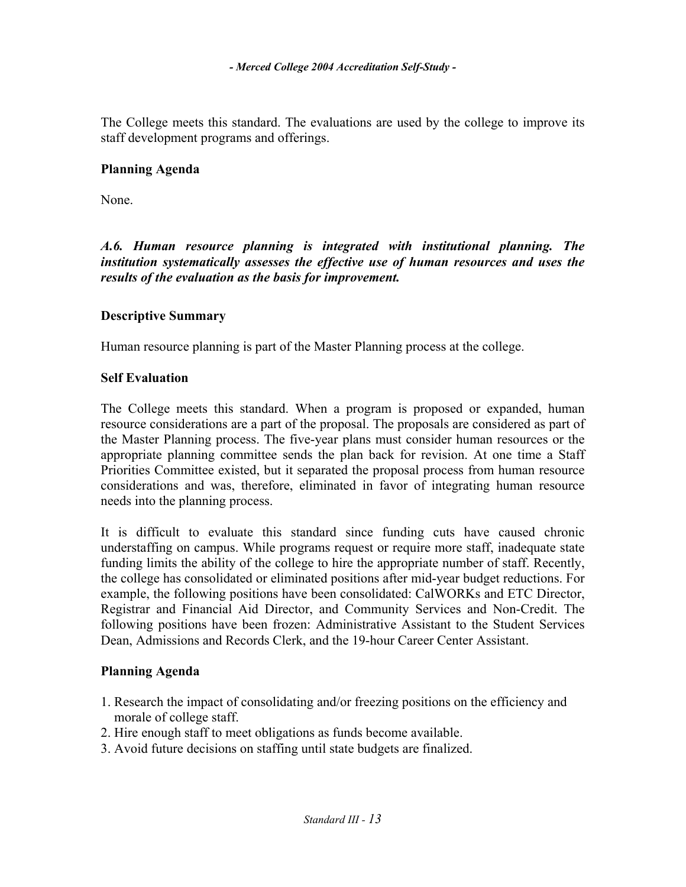The College meets this standard. The evaluations are used by the college to improve its staff development programs and offerings.

**Planning Agenda**

None.

***A.6. Human resource planning is integrated with institutional planning. The institution systematically assesses the effective use of human resources and uses the results of the evaluation as the basis for improvement.***

**Descriptive Summary**

Human resource planning is part of the Master Planning process at the college.

**Self Evaluation**

The College meets this standard. When a program is proposed or expanded, human resource considerations are a part of the proposal. The proposals are considered as part of the Master Planning process. The five-year plans must consider human resources or the appropriate planning committee sends the plan back for revision. At one time a Staff Priorities Committee existed, but it separated the proposal process from human resource considerations and was, therefore, eliminated in favor of integrating human resource needs into the planning process.

It is difficult to evaluate this standard since funding cuts have caused chronic understaffing on campus. While programs request or require more staff, inadequate state funding limits the ability of the college to hire the appropriate number of staff. Recently, the college has consolidated or eliminated positions after mid-year budget reductions. For example, the following positions have been consolidated: CalWORKs and ETC Director, Registrar and Financial Aid Director, and Community Services and Non-Credit. The following positions have been frozen: Administrative Assistant to the Student Services Dean, Admissions and Records Clerk, and the 19-hour Career Center Assistant.

**Planning Agenda**

1. Research the impact of consolidating and/or freezing positions on the efficiency and morale of college staff.
2. Hire enough staff to meet obligations as funds become available.
3. Avoid future decisions on staffing until state budgets are finalized.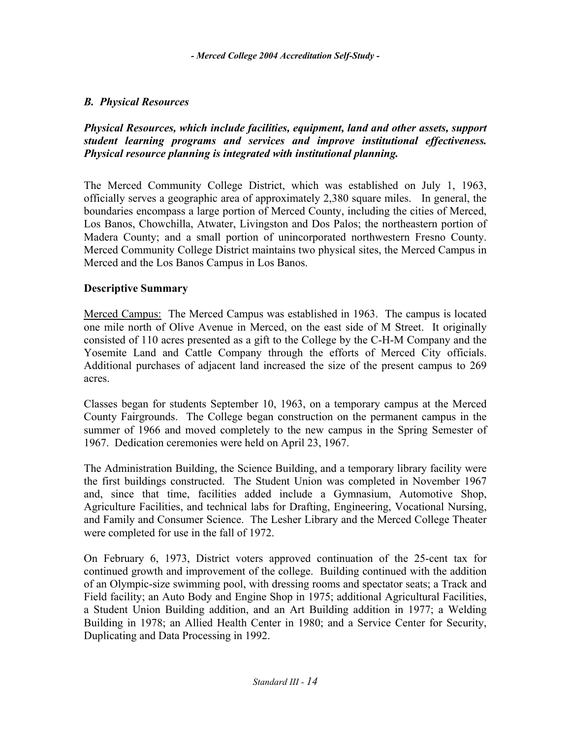## *B. Physical Resources*

***Physical Resources, which include facilities, equipment, land and other assets, support student learning programs and services and improve institutional effectiveness. Physical resource planning is integrated with institutional planning.***

The Merced Community College District, which was established on July 1, 1963, officially serves a geographic area of approximately 2,380 square miles. In general, the boundaries encompass a large portion of Merced County, including the cities of Merced, Los Banos, Chowchilla, Atwater, Livingston and Dos Palos; the northeastern portion of Madera County; and a small portion of unincorporated northwestern Fresno County. Merced Community College District maintains two physical sites, the Merced Campus in Merced and the Los Banos Campus in Los Banos.

**Descriptive Summary**

Merced Campus: The Merced Campus was established in 1963. The campus is located one mile north of Olive Avenue in Merced, on the east side of M Street. It originally consisted of 110 acres presented as a gift to the College by the C-H-M Company and the Yosemite Land and Cattle Company through the efforts of Merced City officials. Additional purchases of adjacent land increased the size of the present campus to 269 acres.

Classes began for students September 10, 1963, on a temporary campus at the Merced County Fairgrounds. The College began construction on the permanent campus in the summer of 1966 and moved completely to the new campus in the Spring Semester of 1967. Dedication ceremonies were held on April 23, 1967.

The Administration Building, the Science Building, and a temporary library facility were the first buildings constructed. The Student Union was completed in November 1967 and, since that time, facilities added include a Gymnasium, Automotive Shop, Agriculture Facilities, and technical labs for Drafting, Engineering, Vocational Nursing, and Family and Consumer Science. The Lesher Library and the Merced College Theater were completed for use in the fall of 1972.

On February 6, 1973, District voters approved continuation of the 25-cent tax for continued growth and improvement of the college. Building continued with the addition of an Olympic-size swimming pool, with dressing rooms and spectator seats; a Track and Field facility; an Auto Body and Engine Shop in 1975; additional Agricultural Facilities, a Student Union Building addition, and an Art Building addition in 1977; a Welding Building in 1978; an Allied Health Center in 1980; and a Service Center for Security, Duplicating and Data Processing in 1992.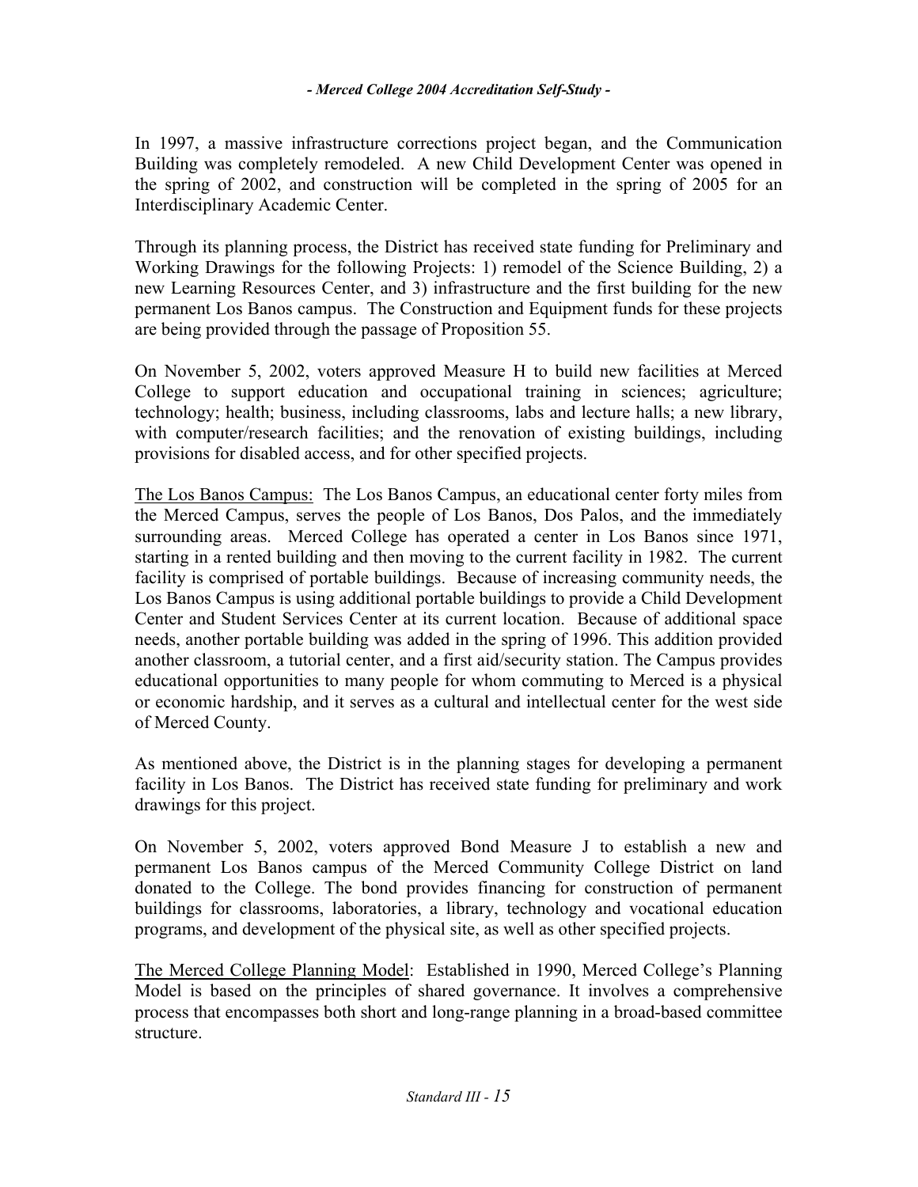In 1997, a massive infrastructure corrections project began, and the Communication Building was completely remodeled. A new Child Development Center was opened in the spring of 2002, and construction will be completed in the spring of 2005 for an Interdisciplinary Academic Center.

Through its planning process, the District has received state funding for Preliminary and Working Drawings for the following Projects: 1) remodel of the Science Building, 2) a new Learning Resources Center, and 3) infrastructure and the first building for the new permanent Los Banos campus. The Construction and Equipment funds for these projects are being provided through the passage of Proposition 55.

On November 5, 2002, voters approved Measure H to build new facilities at Merced College to support education and occupational training in sciences; agriculture; technology; health; business, including classrooms, labs and lecture halls; a new library, with computer/research facilities; and the renovation of existing buildings, including provisions for disabled access, and for other specified projects.

<u>The Los Banos Campus:</u> The Los Banos Campus, an educational center forty miles from the Merced Campus, serves the people of Los Banos, Dos Palos, and the immediately surrounding areas. Merced College has operated a center in Los Banos since 1971, starting in a rented building and then moving to the current facility in 1982. The current facility is comprised of portable buildings. Because of increasing community needs, the Los Banos Campus is using additional portable buildings to provide a Child Development Center and Student Services Center at its current location. Because of additional space needs, another portable building was added in the spring of 1996. This addition provided another classroom, a tutorial center, and a first aid/security station. The Campus provides educational opportunities to many people for whom commuting to Merced is a physical or economic hardship, and it serves as a cultural and intellectual center for the west side of Merced County.

As mentioned above, the District is in the planning stages for developing a permanent facility in Los Banos. The District has received state funding for preliminary and work drawings for this project.

On November 5, 2002, voters approved Bond Measure J to establish a new and permanent Los Banos campus of the Merced Community College District on land donated to the College. The bond provides financing for construction of permanent buildings for classrooms, laboratories, a library, technology and vocational education programs, and development of the physical site, as well as other specified projects.

<u>The Merced College Planning Model</u>: Established in 1990, Merced College's Planning Model is based on the principles of shared governance. It involves a comprehensive process that encompasses both short and long-range planning in a broad-based committee structure.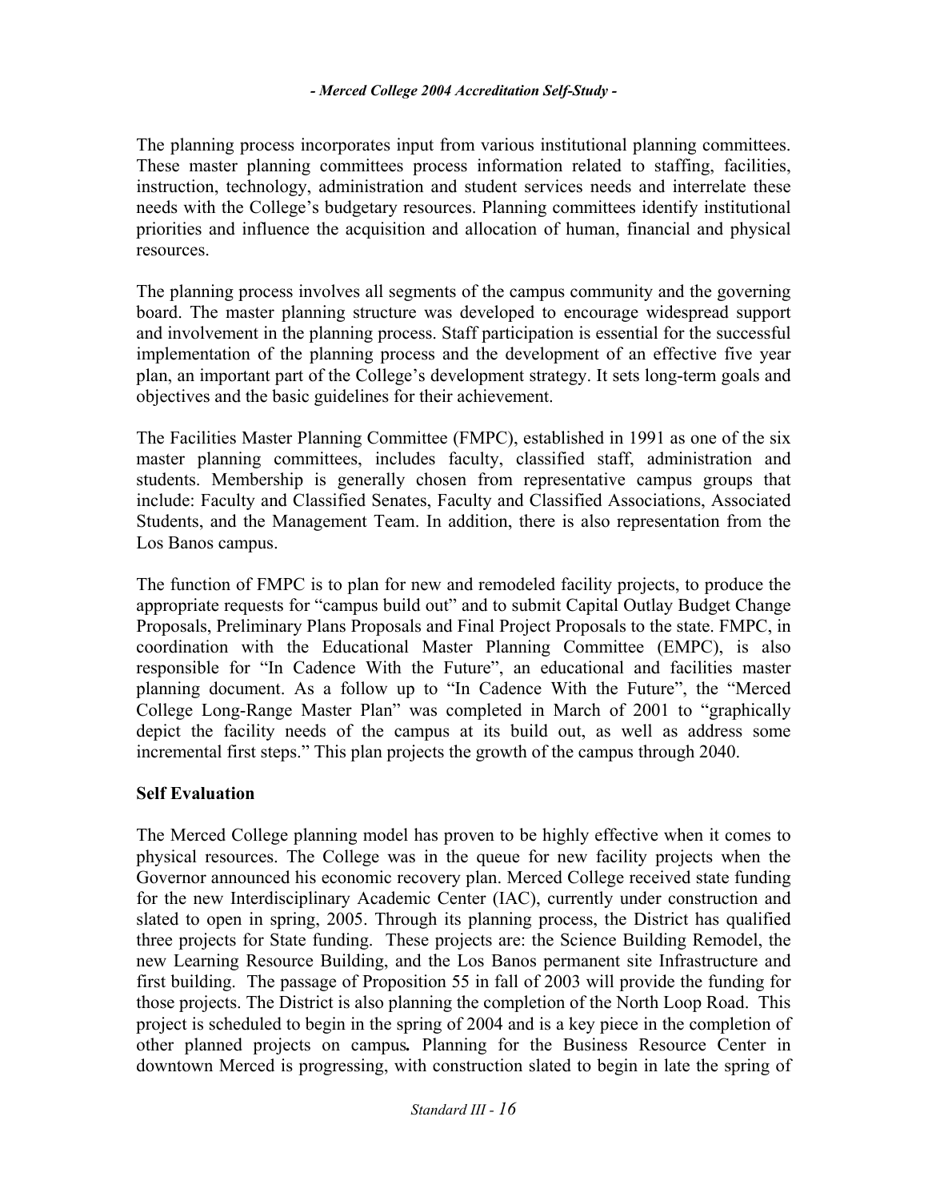The planning process incorporates input from various institutional planning committees. These master planning committees process information related to staffing, facilities, instruction, technology, administration and student services needs and interrelate these needs with the College's budgetary resources. Planning committees identify institutional priorities and influence the acquisition and allocation of human, financial and physical resources.

The planning process involves all segments of the campus community and the governing board. The master planning structure was developed to encourage widespread support and involvement in the planning process. Staff participation is essential for the successful implementation of the planning process and the development of an effective five year plan, an important part of the College's development strategy. It sets long-term goals and objectives and the basic guidelines for their achievement.

The Facilities Master Planning Committee (FMPC), established in 1991 as one of the six master planning committees, includes faculty, classified staff, administration and students. Membership is generally chosen from representative campus groups that include: Faculty and Classified Senates, Faculty and Classified Associations, Associated Students, and the Management Team. In addition, there is also representation from the Los Banos campus.

The function of FMPC is to plan for new and remodeled facility projects, to produce the appropriate requests for "campus build out" and to submit Capital Outlay Budget Change Proposals, Preliminary Plans Proposals and Final Project Proposals to the state. FMPC, in coordination with the Educational Master Planning Committee (EMPC), is also responsible for "In Cadence With the Future", an educational and facilities master planning document. As a follow up to "In Cadence With the Future", the "Merced College Long-Range Master Plan" was completed in March of 2001 to "graphically depict the facility needs of the campus at its build out, as well as address some incremental first steps." This plan projects the growth of the campus through 2040.

**Self Evaluation**

The Merced College planning model has proven to be highly effective when it comes to physical resources. The College was in the queue for new facility projects when the Governor announced his economic recovery plan. Merced College received state funding for the new Interdisciplinary Academic Center (IAC), currently under construction and slated to open in spring, 2005. Through its planning process, the District has qualified three projects for State funding. These projects are: the Science Building Remodel, the new Learning Resource Building, and the Los Banos permanent site Infrastructure and first building. The passage of Proposition 55 in fall of 2003 will provide the funding for those projects. The District is also planning the completion of the North Loop Road. This project is scheduled to begin in the spring of 2004 and is a key piece in the completion of other planned projects on campus**.** Planning for the Business Resource Center in downtown Merced is progressing, with construction slated to begin in late the spring of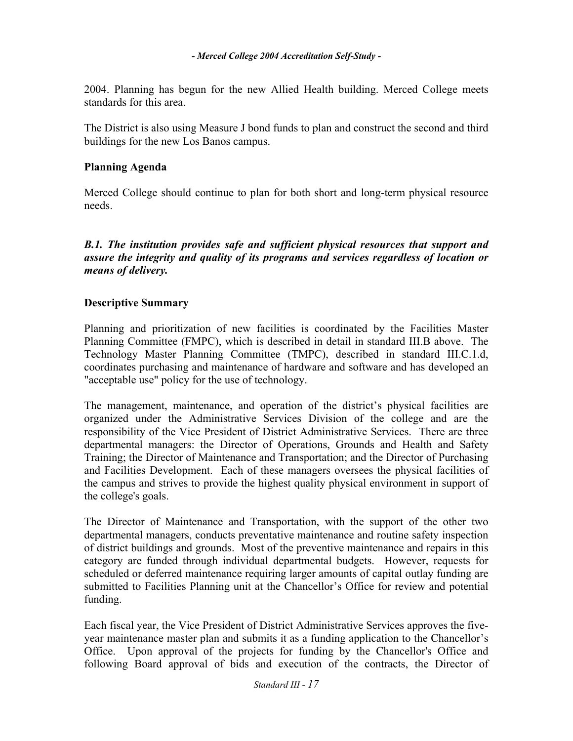2004. Planning has begun for the new Allied Health building. Merced College meets standards for this area.

The District is also using Measure J bond funds to plan and construct the second and third buildings for the new Los Banos campus.

### Planning Agenda

Merced College should continue to plan for both short and long-term physical resource needs.

***B.1. The institution provides safe and sufficient physical resources that support and assure the integrity and quality of its programs and services regardless of location or means of delivery.***

### Descriptive Summary

Planning and prioritization of new facilities is coordinated by the Facilities Master Planning Committee (FMPC), which is described in detail in standard III.B above. The Technology Master Planning Committee (TMPC), described in standard III.C.1.d, coordinates purchasing and maintenance of hardware and software and has developed an "acceptable use" policy for the use of technology.

The management, maintenance, and operation of the district's physical facilities are organized under the Administrative Services Division of the college and are the responsibility of the Vice President of District Administrative Services. There are three departmental managers: the Director of Operations, Grounds and Health and Safety Training; the Director of Maintenance and Transportation; and the Director of Purchasing and Facilities Development. Each of these managers oversees the physical facilities of the campus and strives to provide the highest quality physical environment in support of the college's goals.

The Director of Maintenance and Transportation, with the support of the other two departmental managers, conducts preventative maintenance and routine safety inspection of district buildings and grounds. Most of the preventive maintenance and repairs in this category are funded through individual departmental budgets. However, requests for scheduled or deferred maintenance requiring larger amounts of capital outlay funding are submitted to Facilities Planning unit at the Chancellor's Office for review and potential funding.

Each fiscal year, the Vice President of District Administrative Services approves the five-year maintenance master plan and submits it as a funding application to the Chancellor's Office. Upon approval of the projects for funding by the Chancellor's Office and following Board approval of bids and execution of the contracts, the Director of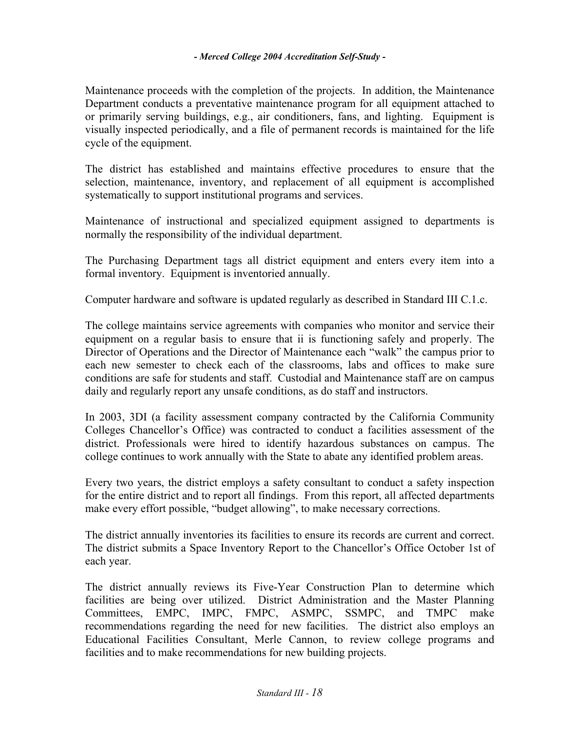Maintenance proceeds with the completion of the projects. In addition, the Maintenance Department conducts a preventative maintenance program for all equipment attached to or primarily serving buildings, e.g., air conditioners, fans, and lighting. Equipment is visually inspected periodically, and a file of permanent records is maintained for the life cycle of the equipment.

The district has established and maintains effective procedures to ensure that the selection, maintenance, inventory, and replacement of all equipment is accomplished systematically to support institutional programs and services.

Maintenance of instructional and specialized equipment assigned to departments is normally the responsibility of the individual department.

The Purchasing Department tags all district equipment and enters every item into a formal inventory. Equipment is inventoried annually.

Computer hardware and software is updated regularly as described in Standard III C.1.c.

The college maintains service agreements with companies who monitor and service their equipment on a regular basis to ensure that ii is functioning safely and properly. The Director of Operations and the Director of Maintenance each "walk" the campus prior to each new semester to check each of the classrooms, labs and offices to make sure conditions are safe for students and staff. Custodial and Maintenance staff are on campus daily and regularly report any unsafe conditions, as do staff and instructors.

In 2003, 3DI (a facility assessment company contracted by the California Community Colleges Chancellor's Office) was contracted to conduct a facilities assessment of the district. Professionals were hired to identify hazardous substances on campus. The college continues to work annually with the State to abate any identified problem areas.

Every two years, the district employs a safety consultant to conduct a safety inspection for the entire district and to report all findings. From this report, all affected departments make every effort possible, "budget allowing", to make necessary corrections.

The district annually inventories its facilities to ensure its records are current and correct. The district submits a Space Inventory Report to the Chancellor's Office October 1st of each year.

The district annually reviews its Five-Year Construction Plan to determine which facilities are being over utilized. District Administration and the Master Planning Committees, EMPC, IMPC, FMPC, ASMPC, SSMPC, and TMPC make recommendations regarding the need for new facilities. The district also employs an Educational Facilities Consultant, Merle Cannon, to review college programs and facilities and to make recommendations for new building projects.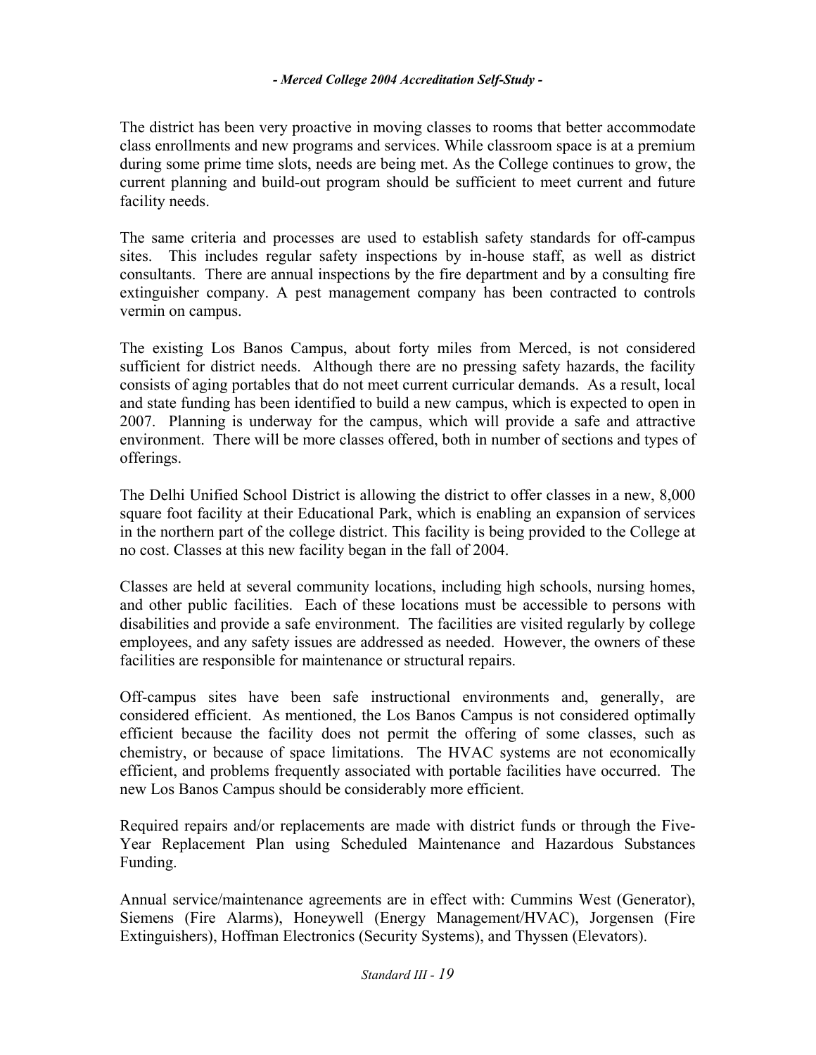The district has been very proactive in moving classes to rooms that better accommodate class enrollments and new programs and services. While classroom space is at a premium during some prime time slots, needs are being met. As the College continues to grow, the current planning and build-out program should be sufficient to meet current and future facility needs.

The same criteria and processes are used to establish safety standards for off-campus sites. This includes regular safety inspections by in-house staff, as well as district consultants. There are annual inspections by the fire department and by a consulting fire extinguisher company. A pest management company has been contracted to controls vermin on campus.

The existing Los Banos Campus, about forty miles from Merced, is not considered sufficient for district needs. Although there are no pressing safety hazards, the facility consists of aging portables that do not meet current curricular demands. As a result, local and state funding has been identified to build a new campus, which is expected to open in 2007. Planning is underway for the campus, which will provide a safe and attractive environment. There will be more classes offered, both in number of sections and types of offerings.

The Delhi Unified School District is allowing the district to offer classes in a new, 8,000 square foot facility at their Educational Park, which is enabling an expansion of services in the northern part of the college district. This facility is being provided to the College at no cost. Classes at this new facility began in the fall of 2004.

Classes are held at several community locations, including high schools, nursing homes, and other public facilities. Each of these locations must be accessible to persons with disabilities and provide a safe environment. The facilities are visited regularly by college employees, and any safety issues are addressed as needed. However, the owners of these facilities are responsible for maintenance or structural repairs.

Off-campus sites have been safe instructional environments and, generally, are considered efficient. As mentioned, the Los Banos Campus is not considered optimally efficient because the facility does not permit the offering of some classes, such as chemistry, or because of space limitations. The HVAC systems are not economically efficient, and problems frequently associated with portable facilities have occurred. The new Los Banos Campus should be considerably more efficient.

Required repairs and/or replacements are made with district funds or through the Five-Year Replacement Plan using Scheduled Maintenance and Hazardous Substances Funding.

Annual service/maintenance agreements are in effect with: Cummins West (Generator), Siemens (Fire Alarms), Honeywell (Energy Management/HVAC), Jorgensen (Fire Extinguishers), Hoffman Electronics (Security Systems), and Thyssen (Elevators).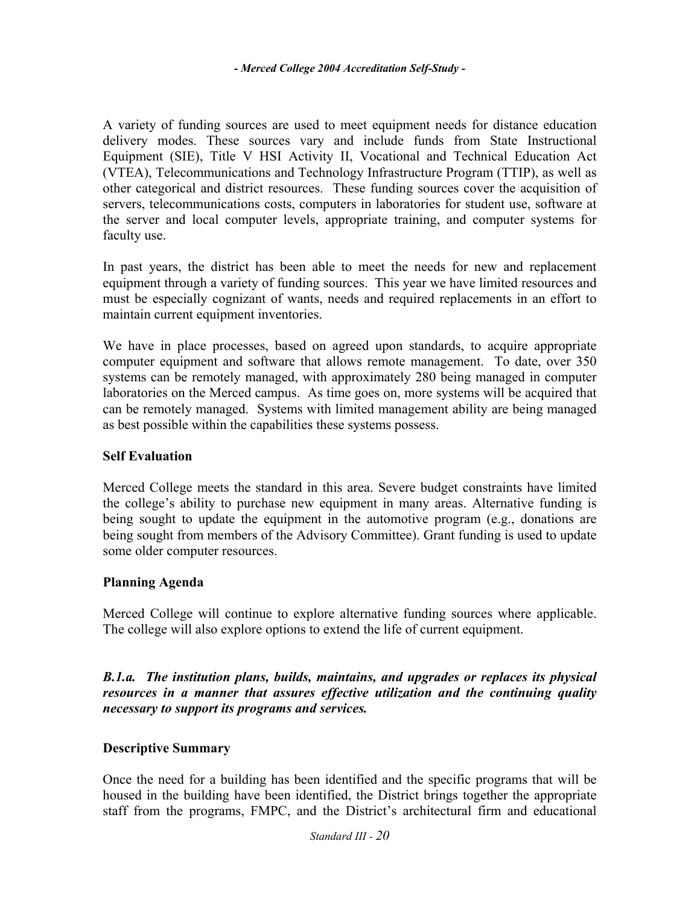A variety of funding sources are used to meet equipment needs for distance education delivery modes. These sources vary and include funds from State Instructional Equipment (SIE), Title V HSI Activity II, Vocational and Technical Education Act (VTEA), Telecommunications and Technology Infrastructure Program (TTIP), as well as other categorical and district resources. These funding sources cover the acquisition of servers, telecommunications costs, computers in laboratories for student use, software at the server and local computer levels, appropriate training, and computer systems for faculty use.

In past years, the district has been able to meet the needs for new and replacement equipment through a variety of funding sources. This year we have limited resources and must be especially cognizant of wants, needs and required replacements in an effort to maintain current equipment inventories.

We have in place processes, based on agreed upon standards, to acquire appropriate computer equipment and software that allows remote management. To date, over 350 systems can be remotely managed, with approximately 280 being managed in computer laboratories on the Merced campus. As time goes on, more systems will be acquired that can be remotely managed. Systems with limited management ability are being managed as best possible within the capabilities these systems possess.

**Self Evaluation**

Merced College meets the standard in this area. Severe budget constraints have limited the college's ability to purchase new equipment in many areas. Alternative funding is being sought to update the equipment in the automotive program (e.g., donations are being sought from members of the Advisory Committee). Grant funding is used to update some older computer resources.

**Planning Agenda**

Merced College will continue to explore alternative funding sources where applicable. The college will also explore options to extend the life of current equipment.

***B.1.a. The institution plans, builds, maintains, and upgrades or replaces its physical resources in a manner that assures effective utilization and the continuing quality necessary to support its programs and services.***

**Descriptive Summary**

Once the need for a building has been identified and the specific programs that will be housed in the building have been identified, the District brings together the appropriate staff from the programs, FMPC, and the District's architectural firm and educational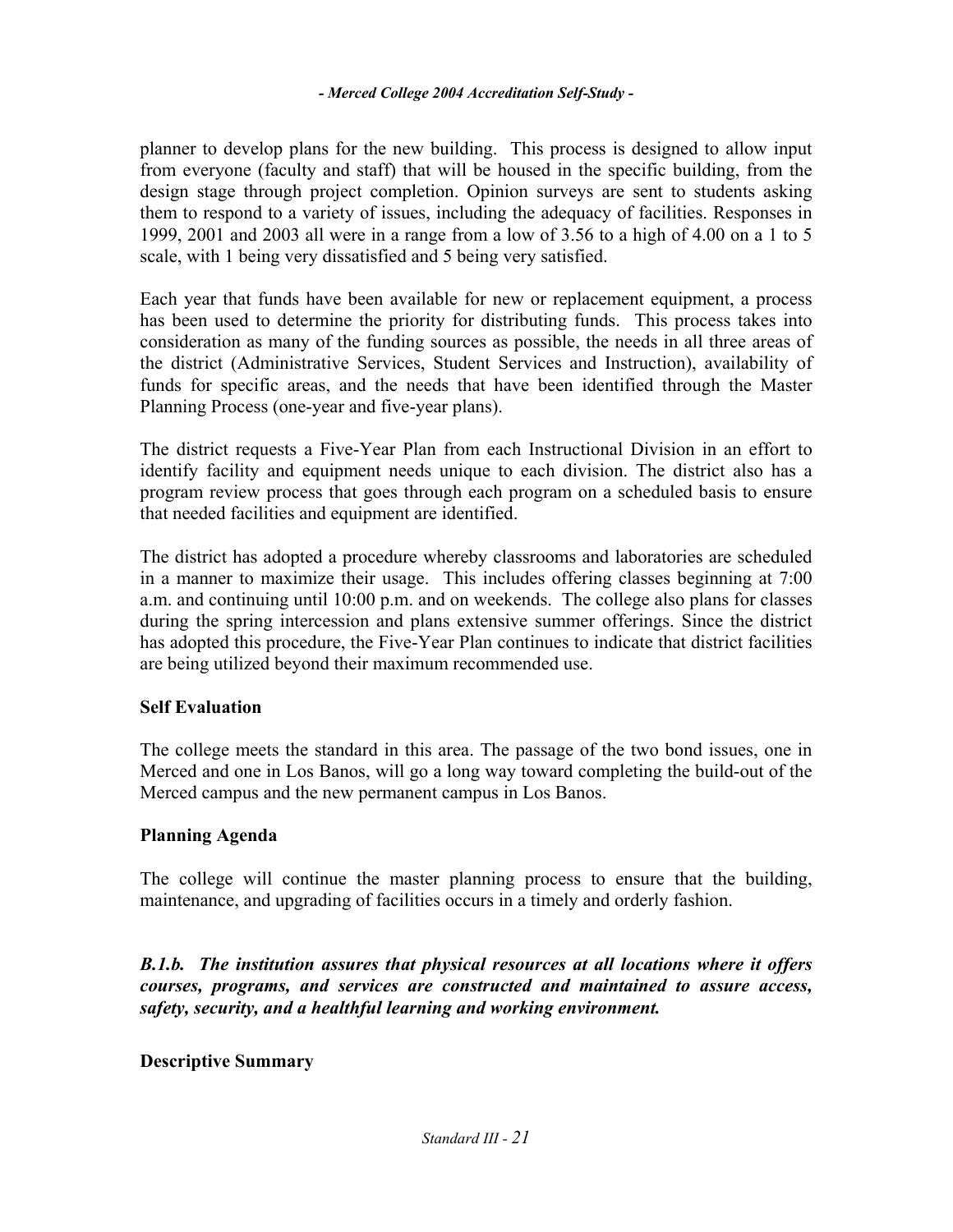planner to develop plans for the new building. This process is designed to allow input from everyone (faculty and staff) that will be housed in the specific building, from the design stage through project completion. Opinion surveys are sent to students asking them to respond to a variety of issues, including the adequacy of facilities. Responses in 1999, 2001 and 2003 all were in a range from a low of 3.56 to a high of 4.00 on a 1 to 5 scale, with 1 being very dissatisfied and 5 being very satisfied.

Each year that funds have been available for new or replacement equipment, a process has been used to determine the priority for distributing funds. This process takes into consideration as many of the funding sources as possible, the needs in all three areas of the district (Administrative Services, Student Services and Instruction), availability of funds for specific areas, and the needs that have been identified through the Master Planning Process (one-year and five-year plans).

The district requests a Five-Year Plan from each Instructional Division in an effort to identify facility and equipment needs unique to each division. The district also has a program review process that goes through each program on a scheduled basis to ensure that needed facilities and equipment are identified.

The district has adopted a procedure whereby classrooms and laboratories are scheduled in a manner to maximize their usage. This includes offering classes beginning at 7:00 a.m. and continuing until 10:00 p.m. and on weekends. The college also plans for classes during the spring intercession and plans extensive summer offerings. Since the district has adopted this procedure, the Five-Year Plan continues to indicate that district facilities are being utilized beyond their maximum recommended use.

**Self Evaluation**

The college meets the standard in this area. The passage of the two bond issues, one in Merced and one in Los Banos, will go a long way toward completing the build-out of the Merced campus and the new permanent campus in Los Banos.

**Planning Agenda**

The college will continue the master planning process to ensure that the building, maintenance, and upgrading of facilities occurs in a timely and orderly fashion.

***B.1.b. The institution assures that physical resources at all locations where it offers courses, programs, and services are constructed and maintained to assure access, safety, security, and a healthful learning and working environment.***

**Descriptive Summary**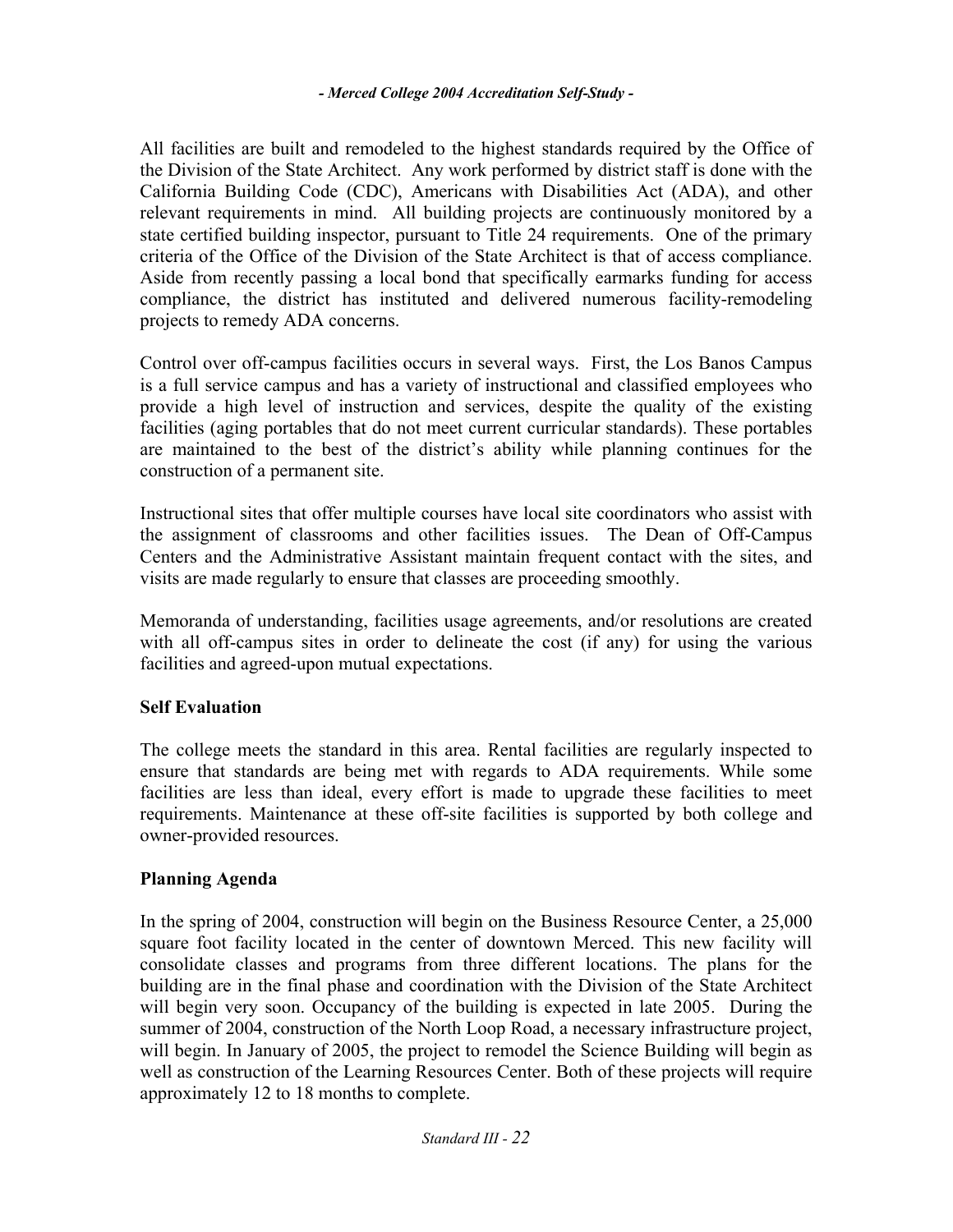All facilities are built and remodeled to the highest standards required by the Office of the Division of the State Architect. Any work performed by district staff is done with the California Building Code (CDC), Americans with Disabilities Act (ADA), and other relevant requirements in mind. All building projects are continuously monitored by a state certified building inspector, pursuant to Title 24 requirements. One of the primary criteria of the Office of the Division of the State Architect is that of access compliance. Aside from recently passing a local bond that specifically earmarks funding for access compliance, the district has instituted and delivered numerous facility-remodeling projects to remedy ADA concerns.

Control over off-campus facilities occurs in several ways. First, the Los Banos Campus is a full service campus and has a variety of instructional and classified employees who provide a high level of instruction and services, despite the quality of the existing facilities (aging portables that do not meet current curricular standards). These portables are maintained to the best of the district's ability while planning continues for the construction of a permanent site.

Instructional sites that offer multiple courses have local site coordinators who assist with the assignment of classrooms and other facilities issues. The Dean of Off-Campus Centers and the Administrative Assistant maintain frequent contact with the sites, and visits are made regularly to ensure that classes are proceeding smoothly.

Memoranda of understanding, facilities usage agreements, and/or resolutions are created with all off-campus sites in order to delineate the cost (if any) for using the various facilities and agreed-upon mutual expectations.

**Self Evaluation**

The college meets the standard in this area. Rental facilities are regularly inspected to ensure that standards are being met with regards to ADA requirements. While some facilities are less than ideal, every effort is made to upgrade these facilities to meet requirements. Maintenance at these off-site facilities is supported by both college and owner-provided resources.

**Planning Agenda**

In the spring of 2004, construction will begin on the Business Resource Center, a 25,000 square foot facility located in the center of downtown Merced. This new facility will consolidate classes and programs from three different locations. The plans for the building are in the final phase and coordination with the Division of the State Architect will begin very soon. Occupancy of the building is expected in late 2005. During the summer of 2004, construction of the North Loop Road, a necessary infrastructure project, will begin. In January of 2005, the project to remodel the Science Building will begin as well as construction of the Learning Resources Center. Both of these projects will require approximately 12 to 18 months to complete.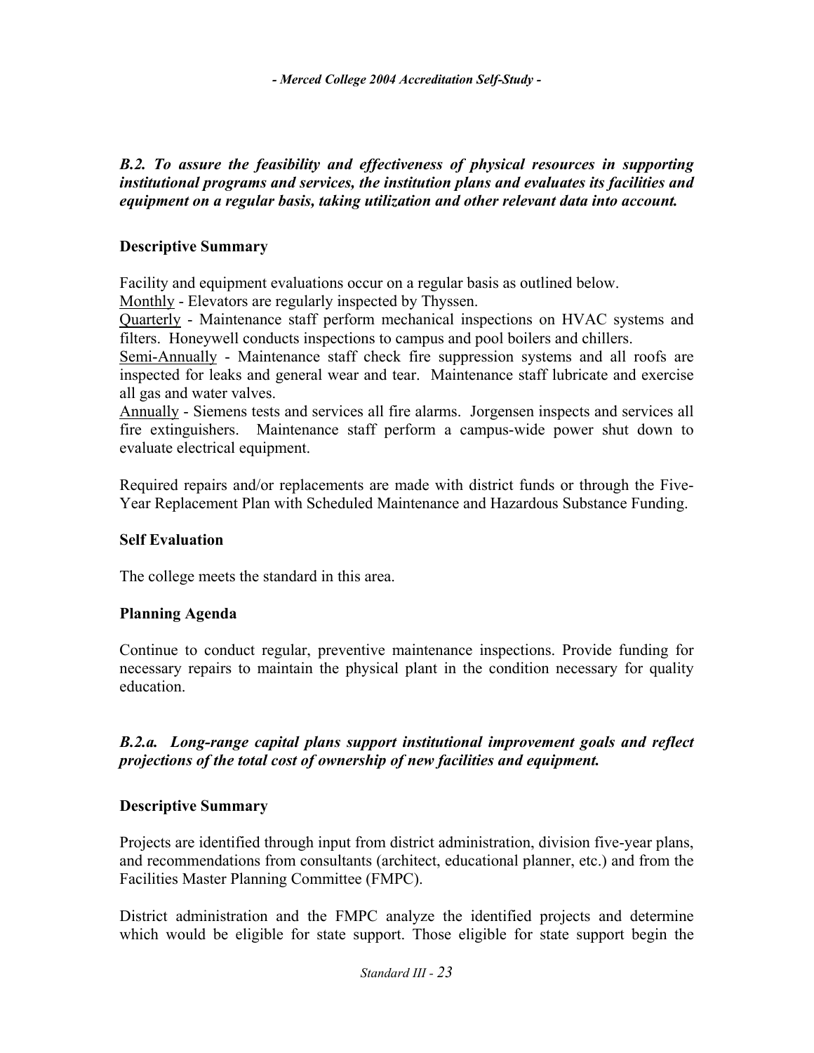***B.2. To assure the feasibility and effectiveness of physical resources in supporting institutional programs and services, the institution plans and evaluates its facilities and equipment on a regular basis, taking utilization and other relevant data into account.***

**Descriptive Summary**

Facility and equipment evaluations occur on a regular basis as outlined below.
Monthly - Elevators are regularly inspected by Thyssen.
Quarterly - Maintenance staff perform mechanical inspections on HVAC systems and filters. Honeywell conducts inspections to campus and pool boilers and chillers.
Semi-Annually - Maintenance staff check fire suppression systems and all roofs are inspected for leaks and general wear and tear. Maintenance staff lubricate and exercise all gas and water valves.
Annually - Siemens tests and services all fire alarms. Jorgensen inspects and services all fire extinguishers. Maintenance staff perform a campus-wide power shut down to evaluate electrical equipment.

Required repairs and/or replacements are made with district funds or through the Five-Year Replacement Plan with Scheduled Maintenance and Hazardous Substance Funding.

**Self Evaluation**

The college meets the standard in this area.

**Planning Agenda**

Continue to conduct regular, preventive maintenance inspections. Provide funding for necessary repairs to maintain the physical plant in the condition necessary for quality education.

***B.2.a. Long-range capital plans support institutional improvement goals and reflect projections of the total cost of ownership of new facilities and equipment.***

**Descriptive Summary**

Projects are identified through input from district administration, division five-year plans, and recommendations from consultants (architect, educational planner, etc.) and from the Facilities Master Planning Committee (FMPC).

District administration and the FMPC analyze the identified projects and determine which would be eligible for state support. Those eligible for state support begin the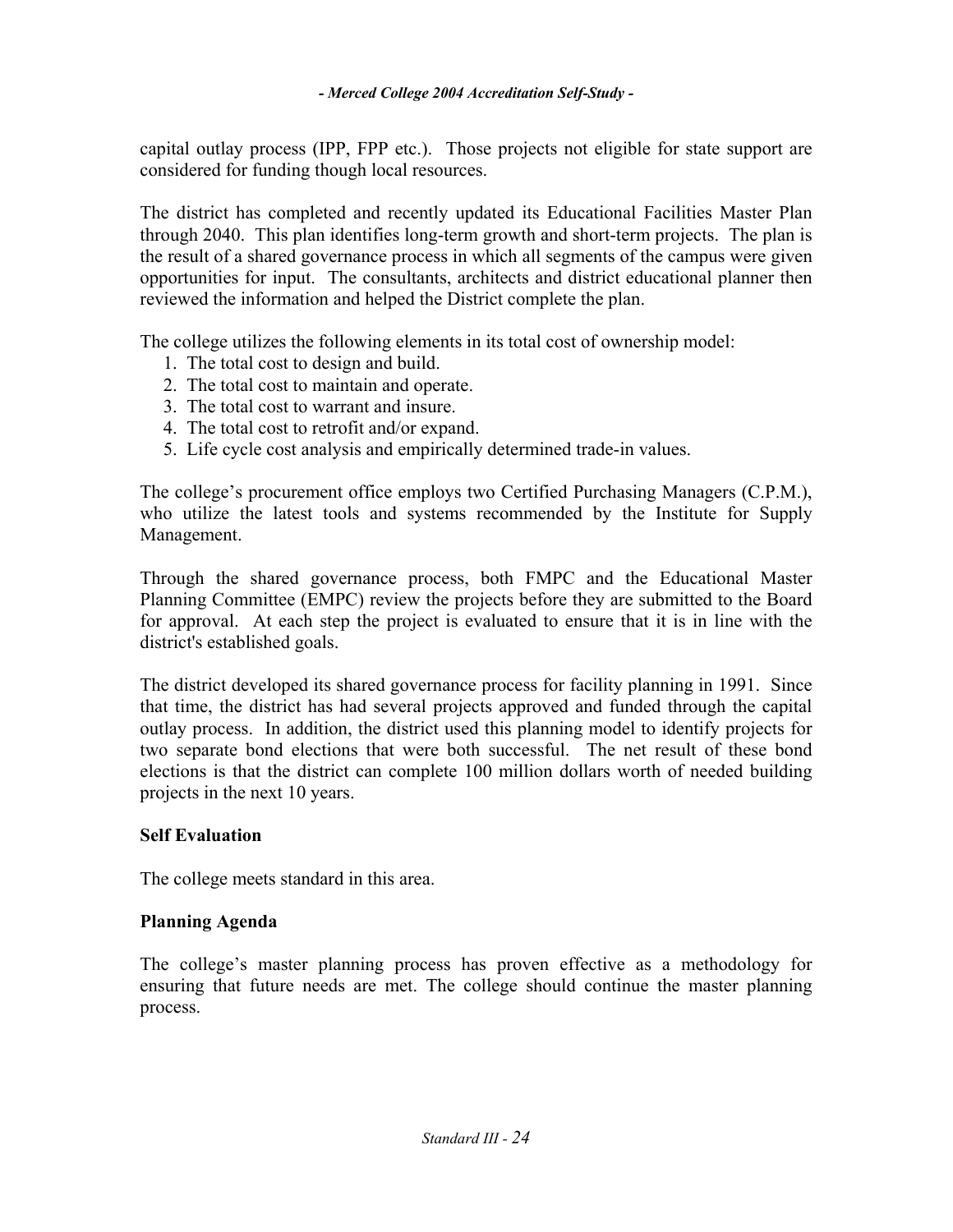capital outlay process (IPP, FPP etc.). Those projects not eligible for state support are considered for funding though local resources.

The district has completed and recently updated its Educational Facilities Master Plan through 2040. This plan identifies long-term growth and short-term projects. The plan is the result of a shared governance process in which all segments of the campus were given opportunities for input. The consultants, architects and district educational planner then reviewed the information and helped the District complete the plan.

The college utilizes the following elements in its total cost of ownership model:

1. The total cost to design and build.
2. The total cost to maintain and operate.
3. The total cost to warrant and insure.
4. The total cost to retrofit and/or expand.
5. Life cycle cost analysis and empirically determined trade-in values.

The college's procurement office employs two Certified Purchasing Managers (C.P.M.), who utilize the latest tools and systems recommended by the Institute for Supply Management.

Through the shared governance process, both FMPC and the Educational Master Planning Committee (EMPC) review the projects before they are submitted to the Board for approval. At each step the project is evaluated to ensure that it is in line with the district's established goals.

The district developed its shared governance process for facility planning in 1991. Since that time, the district has had several projects approved and funded through the capital outlay process. In addition, the district used this planning model to identify projects for two separate bond elections that were both successful. The net result of these bond elections is that the district can complete 100 million dollars worth of needed building projects in the next 10 years.

**Self Evaluation**

The college meets standard in this area.

**Planning Agenda**

The college's master planning process has proven effective as a methodology for ensuring that future needs are met. The college should continue the master planning process.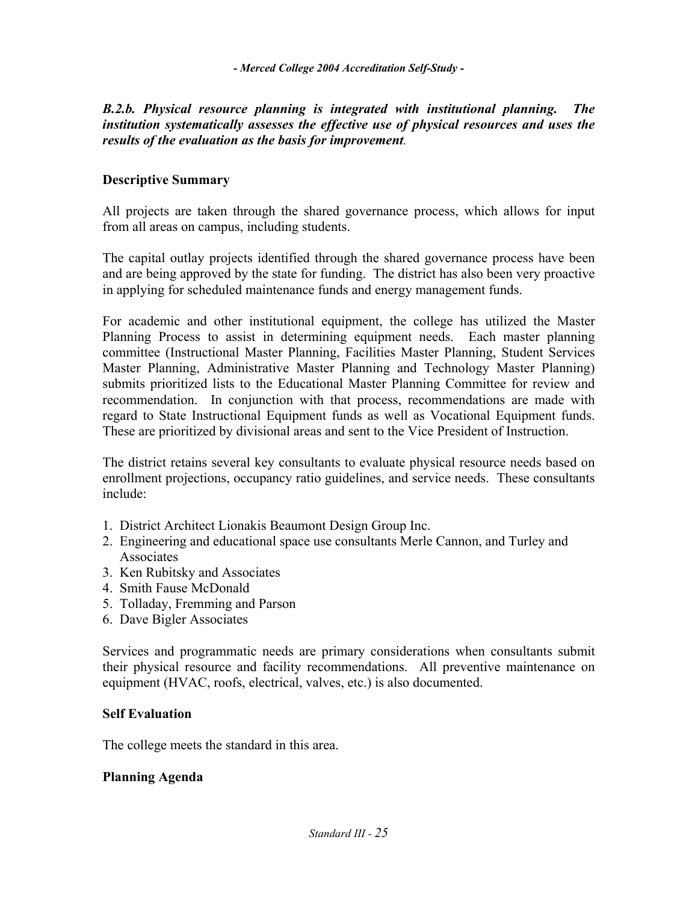***B.2.b. Physical resource planning is integrated with institutional planning. The institution systematically assesses the effective use of physical resources and uses the results of the evaluation as the basis for improvement*.**

### Descriptive Summary

All projects are taken through the shared governance process, which allows for input from all areas on campus, including students.

The capital outlay projects identified through the shared governance process have been and are being approved by the state for funding. The district has also been very proactive in applying for scheduled maintenance funds and energy management funds.

For academic and other institutional equipment, the college has utilized the Master Planning Process to assist in determining equipment needs. Each master planning committee (Instructional Master Planning, Facilities Master Planning, Student Services Master Planning, Administrative Master Planning and Technology Master Planning) submits prioritized lists to the Educational Master Planning Committee for review and recommendation. In conjunction with that process, recommendations are made with regard to State Instructional Equipment funds as well as Vocational Equipment funds. These are prioritized by divisional areas and sent to the Vice President of Instruction.

The district retains several key consultants to evaluate physical resource needs based on enrollment projections, occupancy ratio guidelines, and service needs. These consultants include:

1. District Architect Lionakis Beaumont Design Group Inc.
2. Engineering and educational space use consultants Merle Cannon, and Turley and Associates
3. Ken Rubitsky and Associates
4. Smith Fause McDonald
5. Tolladay, Fremming and Parson
6. Dave Bigler Associates

Services and programmatic needs are primary considerations when consultants submit their physical resource and facility recommendations. All preventive maintenance on equipment (HVAC, roofs, electrical, valves, etc.) is also documented.

### Self Evaluation

The college meets the standard in this area.

### Planning Agenda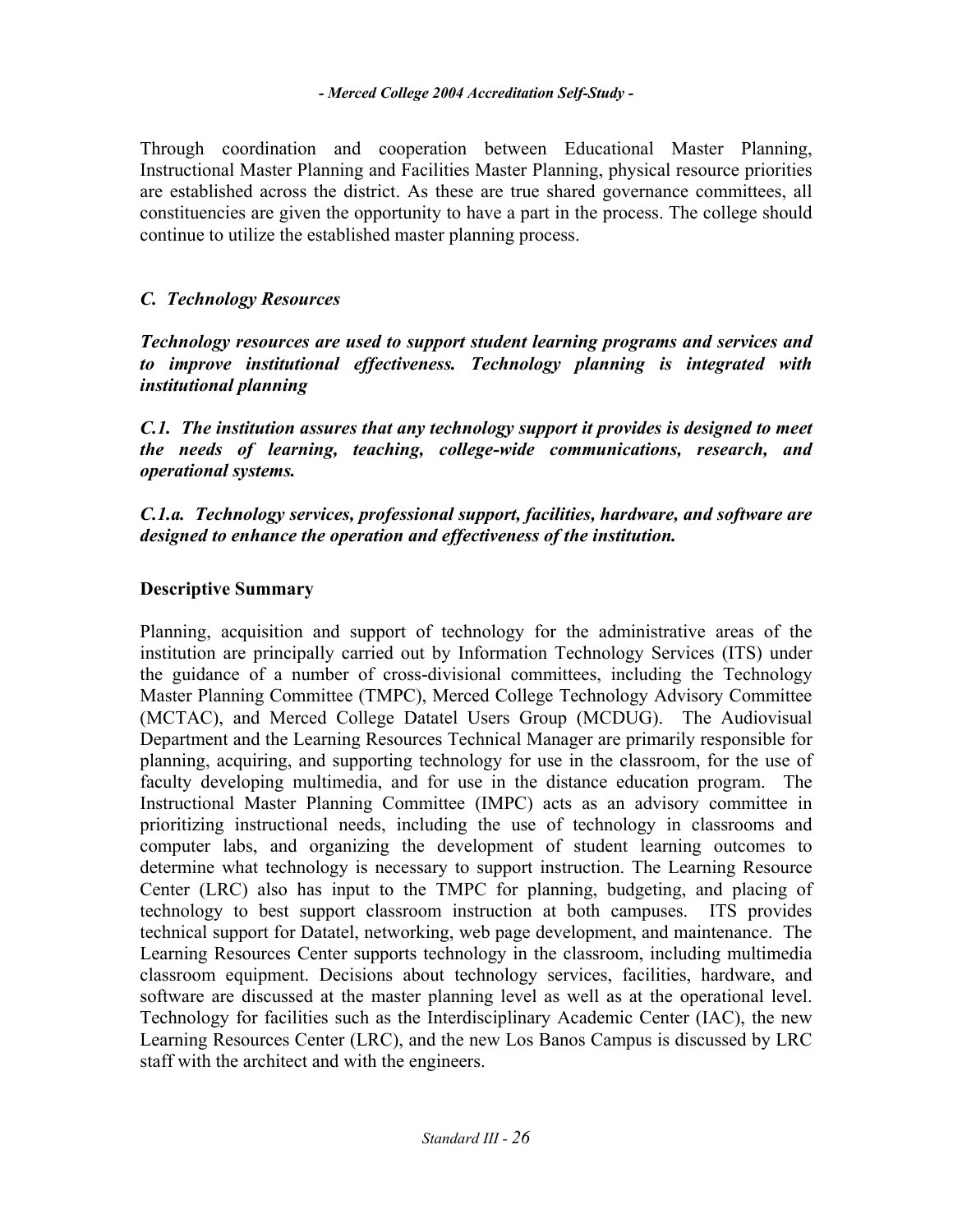Through coordination and cooperation between Educational Master Planning, Instructional Master Planning and Facilities Master Planning, physical resource priorities are established across the district. As these are true shared governance committees, all constituencies are given the opportunity to have a part in the process. The college should continue to utilize the established master planning process.

### *C. Technology Resources*

***Technology resources are used to support student learning programs and services and to improve institutional effectiveness. Technology planning is integrated with institutional planning***

***C.1. The institution assures that any technology support it provides is designed to meet the needs of learning, teaching, college-wide communications, research, and operational systems.***

***C.1.a. Technology services, professional support, facilities, hardware, and software are designed to enhance the operation and effectiveness of the institution.***

**Descriptive Summary**

Planning, acquisition and support of technology for the administrative areas of the institution are principally carried out by Information Technology Services (ITS) under the guidance of a number of cross-divisional committees, including the Technology Master Planning Committee (TMPC), Merced College Technology Advisory Committee (MCTAC), and Merced College Datatel Users Group (MCDUG). The Audiovisual Department and the Learning Resources Technical Manager are primarily responsible for planning, acquiring, and supporting technology for use in the classroom, for the use of faculty developing multimedia, and for use in the distance education program. The Instructional Master Planning Committee (IMPC) acts as an advisory committee in prioritizing instructional needs, including the use of technology in classrooms and computer labs, and organizing the development of student learning outcomes to determine what technology is necessary to support instruction. The Learning Resource Center (LRC) also has input to the TMPC for planning, budgeting, and placing of technology to best support classroom instruction at both campuses. ITS provides technical support for Datatel, networking, web page development, and maintenance. The Learning Resources Center supports technology in the classroom, including multimedia classroom equipment. Decisions about technology services, facilities, hardware, and software are discussed at the master planning level as well as at the operational level. Technology for facilities such as the Interdisciplinary Academic Center (IAC), the new Learning Resources Center (LRC), and the new Los Banos Campus is discussed by LRC staff with the architect and with the engineers.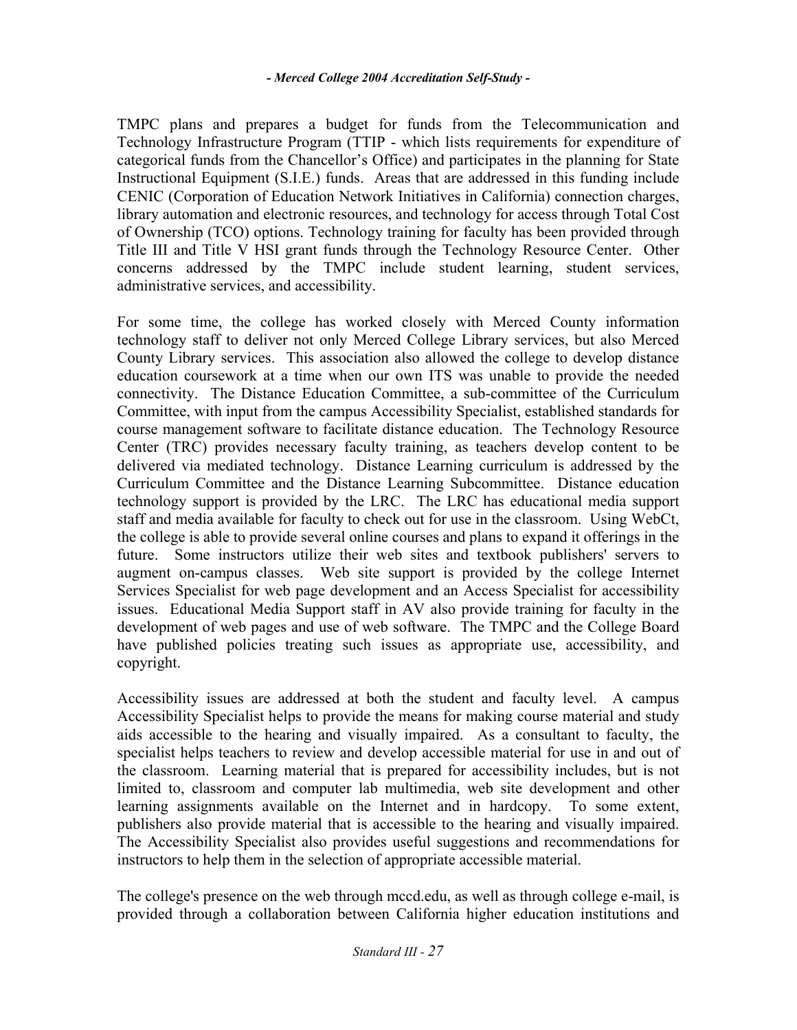TMPC plans and prepares a budget for funds from the Telecommunication and Technology Infrastructure Program (TTIP - which lists requirements for expenditure of categorical funds from the Chancellor's Office) and participates in the planning for State Instructional Equipment (S.I.E.) funds. Areas that are addressed in this funding include CENIC (Corporation of Education Network Initiatives in California) connection charges, library automation and electronic resources, and technology for access through Total Cost of Ownership (TCO) options. Technology training for faculty has been provided through Title III and Title V HSI grant funds through the Technology Resource Center. Other concerns addressed by the TMPC include student learning, student services, administrative services, and accessibility.

For some time, the college has worked closely with Merced County information technology staff to deliver not only Merced College Library services, but also Merced County Library services. This association also allowed the college to develop distance education coursework at a time when our own ITS was unable to provide the needed connectivity. The Distance Education Committee, a sub-committee of the Curriculum Committee, with input from the campus Accessibility Specialist, established standards for course management software to facilitate distance education. The Technology Resource Center (TRC) provides necessary faculty training, as teachers develop content to be delivered via mediated technology. Distance Learning curriculum is addressed by the Curriculum Committee and the Distance Learning Subcommittee. Distance education technology support is provided by the LRC. The LRC has educational media support staff and media available for faculty to check out for use in the classroom. Using WebCt, the college is able to provide several online courses and plans to expand it offerings in the future. Some instructors utilize their web sites and textbook publishers' servers to augment on-campus classes. Web site support is provided by the college Internet Services Specialist for web page development and an Access Specialist for accessibility issues. Educational Media Support staff in AV also provide training for faculty in the development of web pages and use of web software. The TMPC and the College Board have published policies treating such issues as appropriate use, accessibility, and copyright.

Accessibility issues are addressed at both the student and faculty level. A campus Accessibility Specialist helps to provide the means for making course material and study aids accessible to the hearing and visually impaired. As a consultant to faculty, the specialist helps teachers to review and develop accessible material for use in and out of the classroom. Learning material that is prepared for accessibility includes, but is not limited to, classroom and computer lab multimedia, web site development and other learning assignments available on the Internet and in hardcopy. To some extent, publishers also provide material that is accessible to the hearing and visually impaired. The Accessibility Specialist also provides useful suggestions and recommendations for instructors to help them in the selection of appropriate accessible material.

The college's presence on the web through mccd.edu, as well as through college e-mail, is provided through a collaboration between California higher education institutions and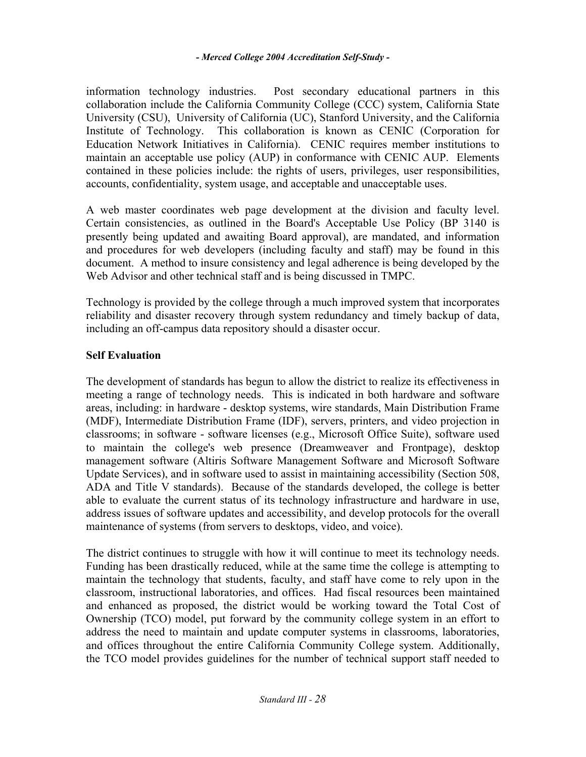information technology industries. Post secondary educational partners in this collaboration include the California Community College (CCC) system, California State University (CSU), University of California (UC), Stanford University, and the California Institute of Technology. This collaboration is known as CENIC (Corporation for Education Network Initiatives in California). CENIC requires member institutions to maintain an acceptable use policy (AUP) in conformance with CENIC AUP. Elements contained in these policies include: the rights of users, privileges, user responsibilities, accounts, confidentiality, system usage, and acceptable and unacceptable uses.

A web master coordinates web page development at the division and faculty level. Certain consistencies, as outlined in the Board's Acceptable Use Policy (BP 3140 is presently being updated and awaiting Board approval), are mandated, and information and procedures for web developers (including faculty and staff) may be found in this document. A method to insure consistency and legal adherence is being developed by the Web Advisor and other technical staff and is being discussed in TMPC.

Technology is provided by the college through a much improved system that incorporates reliability and disaster recovery through system redundancy and timely backup of data, including an off-campus data repository should a disaster occur.

**Self Evaluation**

The development of standards has begun to allow the district to realize its effectiveness in meeting a range of technology needs. This is indicated in both hardware and software areas, including: in hardware - desktop systems, wire standards, Main Distribution Frame (MDF), Intermediate Distribution Frame (IDF), servers, printers, and video projection in classrooms; in software - software licenses (e.g., Microsoft Office Suite), software used to maintain the college's web presence (Dreamweaver and Frontpage), desktop management software (Altiris Software Management Software and Microsoft Software Update Services), and in software used to assist in maintaining accessibility (Section 508, ADA and Title V standards). Because of the standards developed, the college is better able to evaluate the current status of its technology infrastructure and hardware in use, address issues of software updates and accessibility, and develop protocols for the overall maintenance of systems (from servers to desktops, video, and voice).

The district continues to struggle with how it will continue to meet its technology needs. Funding has been drastically reduced, while at the same time the college is attempting to maintain the technology that students, faculty, and staff have come to rely upon in the classroom, instructional laboratories, and offices. Had fiscal resources been maintained and enhanced as proposed, the district would be working toward the Total Cost of Ownership (TCO) model, put forward by the community college system in an effort to address the need to maintain and update computer systems in classrooms, laboratories, and offices throughout the entire California Community College system. Additionally, the TCO model provides guidelines for the number of technical support staff needed to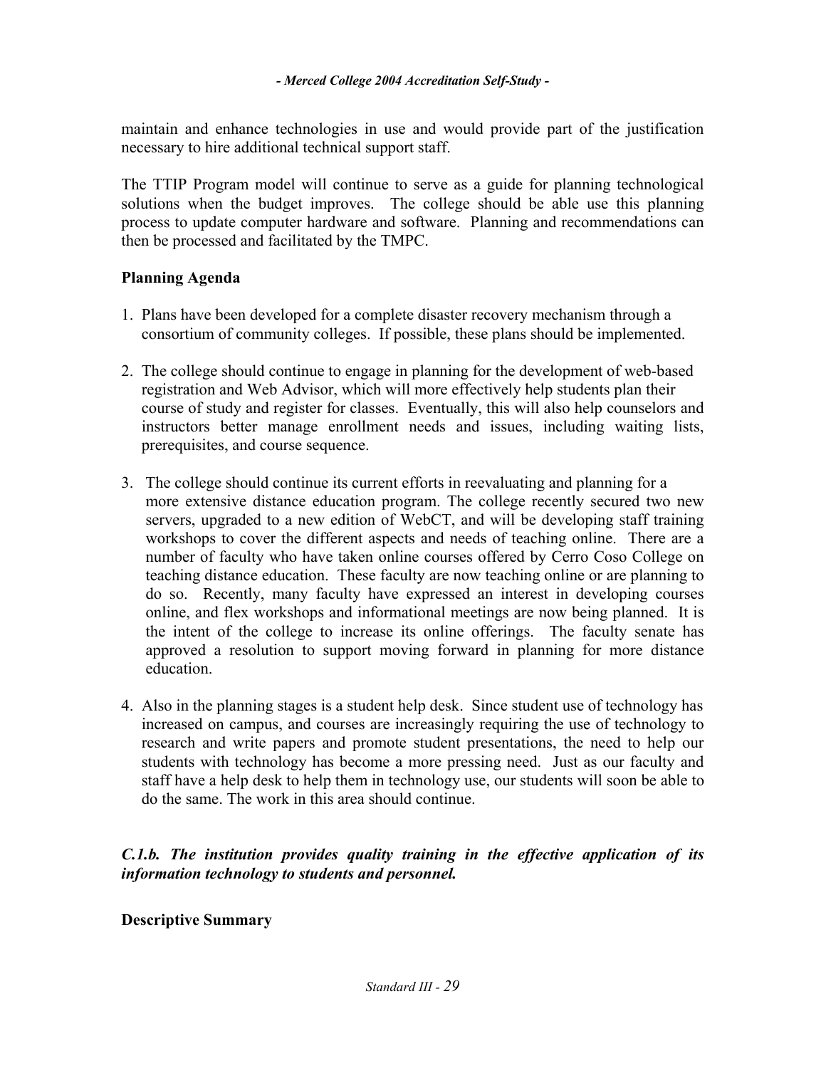maintain and enhance technologies in use and would provide part of the justification necessary to hire additional technical support staff.

The TTIP Program model will continue to serve as a guide for planning technological solutions when the budget improves. The college should be able use this planning process to update computer hardware and software. Planning and recommendations can then be processed and facilitated by the TMPC.

**Planning Agenda**

1. Plans have been developed for a complete disaster recovery mechanism through a consortium of community colleges. If possible, these plans should be implemented.

2. The college should continue to engage in planning for the development of web-based registration and Web Advisor, which will more effectively help students plan their course of study and register for classes. Eventually, this will also help counselors and instructors better manage enrollment needs and issues, including waiting lists, prerequisites, and course sequence.

3. The college should continue its current efforts in reevaluating and planning for a more extensive distance education program. The college recently secured two new servers, upgraded to a new edition of WebCT, and will be developing staff training workshops to cover the different aspects and needs of teaching online. There are a number of faculty who have taken online courses offered by Cerro Coso College on teaching distance education. These faculty are now teaching online or are planning to do so. Recently, many faculty have expressed an interest in developing courses online, and flex workshops and informational meetings are now being planned. It is the intent of the college to increase its online offerings. The faculty senate has approved a resolution to support moving forward in planning for more distance education.

4. Also in the planning stages is a student help desk. Since student use of technology has increased on campus, and courses are increasingly requiring the use of technology to research and write papers and promote student presentations, the need to help our students with technology has become a more pressing need. Just as our faculty and staff have a help desk to help them in technology use, our students will soon be able to do the same. The work in this area should continue.

***C.1.b. The institution provides quality training in the effective application of its information technology to students and personnel.***

**Descriptive Summary**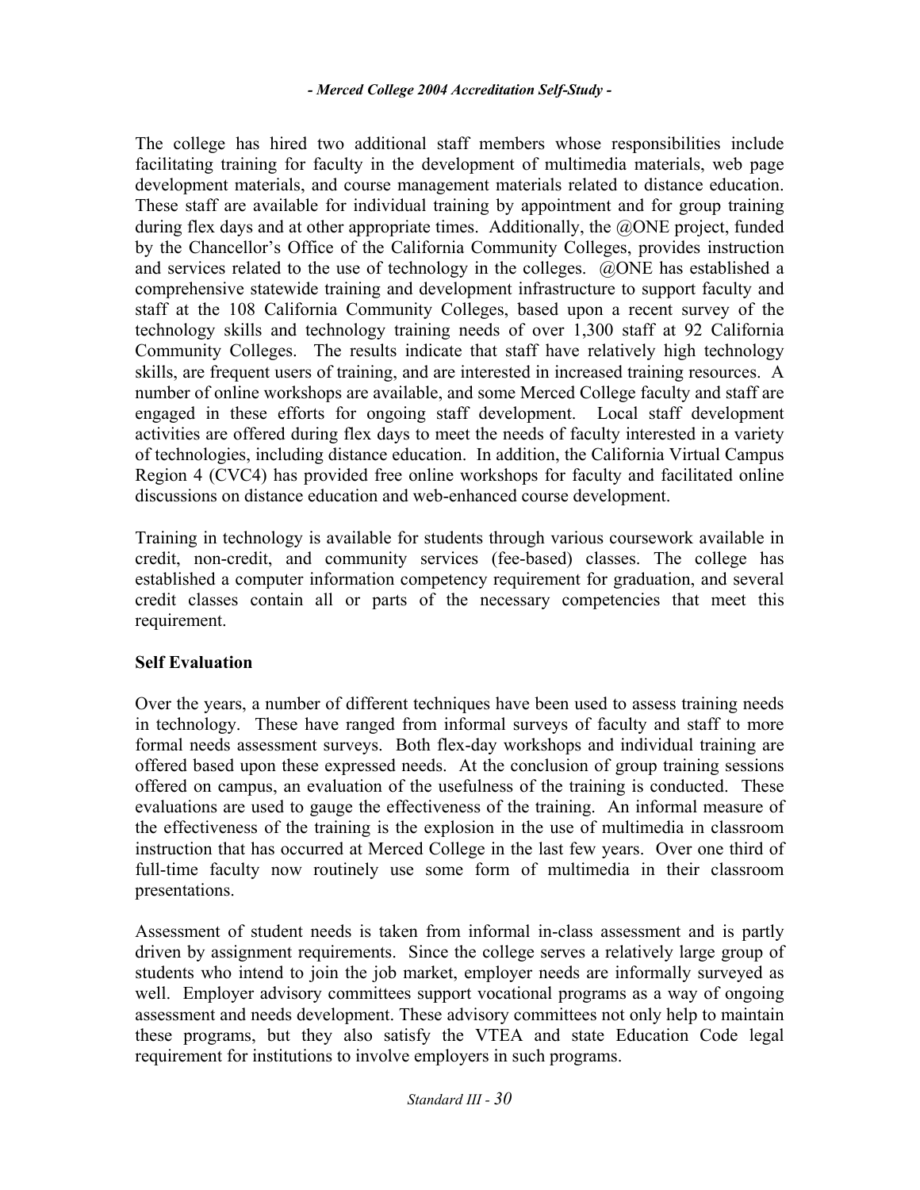The college has hired two additional staff members whose responsibilities include facilitating training for faculty in the development of multimedia materials, web page development materials, and course management materials related to distance education. These staff are available for individual training by appointment and for group training during flex days and at other appropriate times. Additionally, the @ONE project, funded by the Chancellor's Office of the California Community Colleges, provides instruction and services related to the use of technology in the colleges. @ONE has established a comprehensive statewide training and development infrastructure to support faculty and staff at the 108 California Community Colleges, based upon a recent survey of the technology skills and technology training needs of over 1,300 staff at 92 California Community Colleges. The results indicate that staff have relatively high technology skills, are frequent users of training, and are interested in increased training resources. A number of online workshops are available, and some Merced College faculty and staff are engaged in these efforts for ongoing staff development. Local staff development activities are offered during flex days to meet the needs of faculty interested in a variety of technologies, including distance education. In addition, the California Virtual Campus Region 4 (CVC4) has provided free online workshops for faculty and facilitated online discussions on distance education and web-enhanced course development.

Training in technology is available for students through various coursework available in credit, non-credit, and community services (fee-based) classes. The college has established a computer information competency requirement for graduation, and several credit classes contain all or parts of the necessary competencies that meet this requirement.

### Self Evaluation

Over the years, a number of different techniques have been used to assess training needs in technology. These have ranged from informal surveys of faculty and staff to more formal needs assessment surveys. Both flex-day workshops and individual training are offered based upon these expressed needs. At the conclusion of group training sessions offered on campus, an evaluation of the usefulness of the training is conducted. These evaluations are used to gauge the effectiveness of the training. An informal measure of the effectiveness of the training is the explosion in the use of multimedia in classroom instruction that has occurred at Merced College in the last few years. Over one third of full-time faculty now routinely use some form of multimedia in their classroom presentations.

Assessment of student needs is taken from informal in-class assessment and is partly driven by assignment requirements. Since the college serves a relatively large group of students who intend to join the job market, employer needs are informally surveyed as well. Employer advisory committees support vocational programs as a way of ongoing assessment and needs development. These advisory committees not only help to maintain these programs, but they also satisfy the VTEA and state Education Code legal requirement for institutions to involve employers in such programs.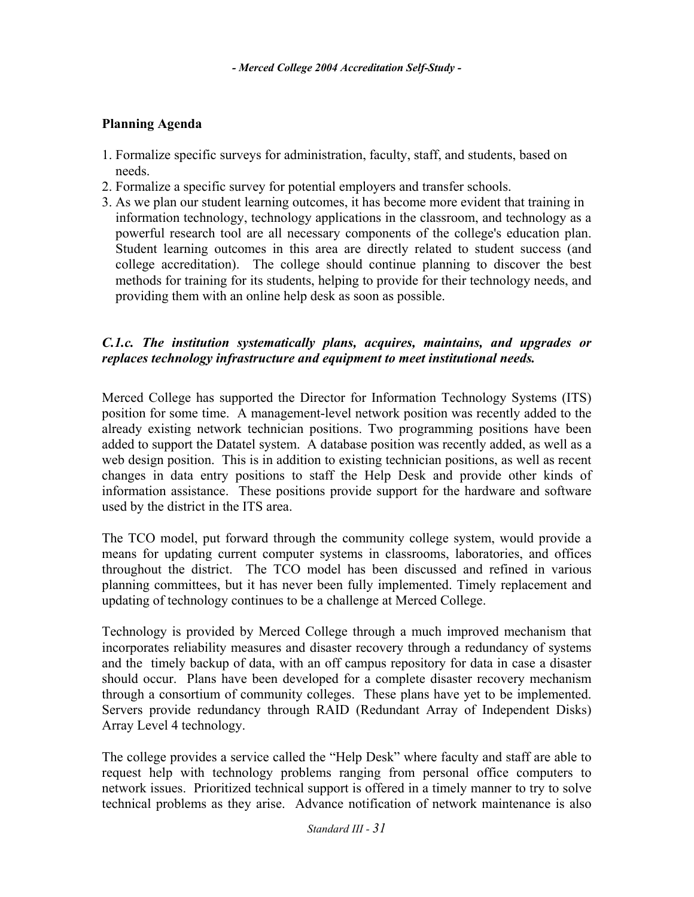## Planning Agenda

1. Formalize specific surveys for administration, faculty, staff, and students, based on needs.
2. Formalize a specific survey for potential employers and transfer schools.
3. As we plan our student learning outcomes, it has become more evident that training in information technology, technology applications in the classroom, and technology as a powerful research tool are all necessary components of the college's education plan. Student learning outcomes in this area are directly related to student success (and college accreditation). The college should continue planning to discover the best methods for training for its students, helping to provide for their technology needs, and providing them with an online help desk as soon as possible.

***C.1.c. The institution systematically plans, acquires, maintains, and upgrades or replaces technology infrastructure and equipment to meet institutional needs.***

Merced College has supported the Director for Information Technology Systems (ITS) position for some time. A management-level network position was recently added to the already existing network technician positions. Two programming positions have been added to support the Datatel system. A database position was recently added, as well as a web design position. This is in addition to existing technician positions, as well as recent changes in data entry positions to staff the Help Desk and provide other kinds of information assistance. These positions provide support for the hardware and software used by the district in the ITS area.

The TCO model, put forward through the community college system, would provide a means for updating current computer systems in classrooms, laboratories, and offices throughout the district. The TCO model has been discussed and refined in various planning committees, but it has never been fully implemented. Timely replacement and updating of technology continues to be a challenge at Merced College.

Technology is provided by Merced College through a much improved mechanism that incorporates reliability measures and disaster recovery through a redundancy of systems and the timely backup of data, with an off campus repository for data in case a disaster should occur. Plans have been developed for a complete disaster recovery mechanism through a consortium of community colleges. These plans have yet to be implemented. Servers provide redundancy through RAID (Redundant Array of Independent Disks) Array Level 4 technology.

The college provides a service called the "Help Desk" where faculty and staff are able to request help with technology problems ranging from personal office computers to network issues. Prioritized technical support is offered in a timely manner to try to solve technical problems as they arise. Advance notification of network maintenance is also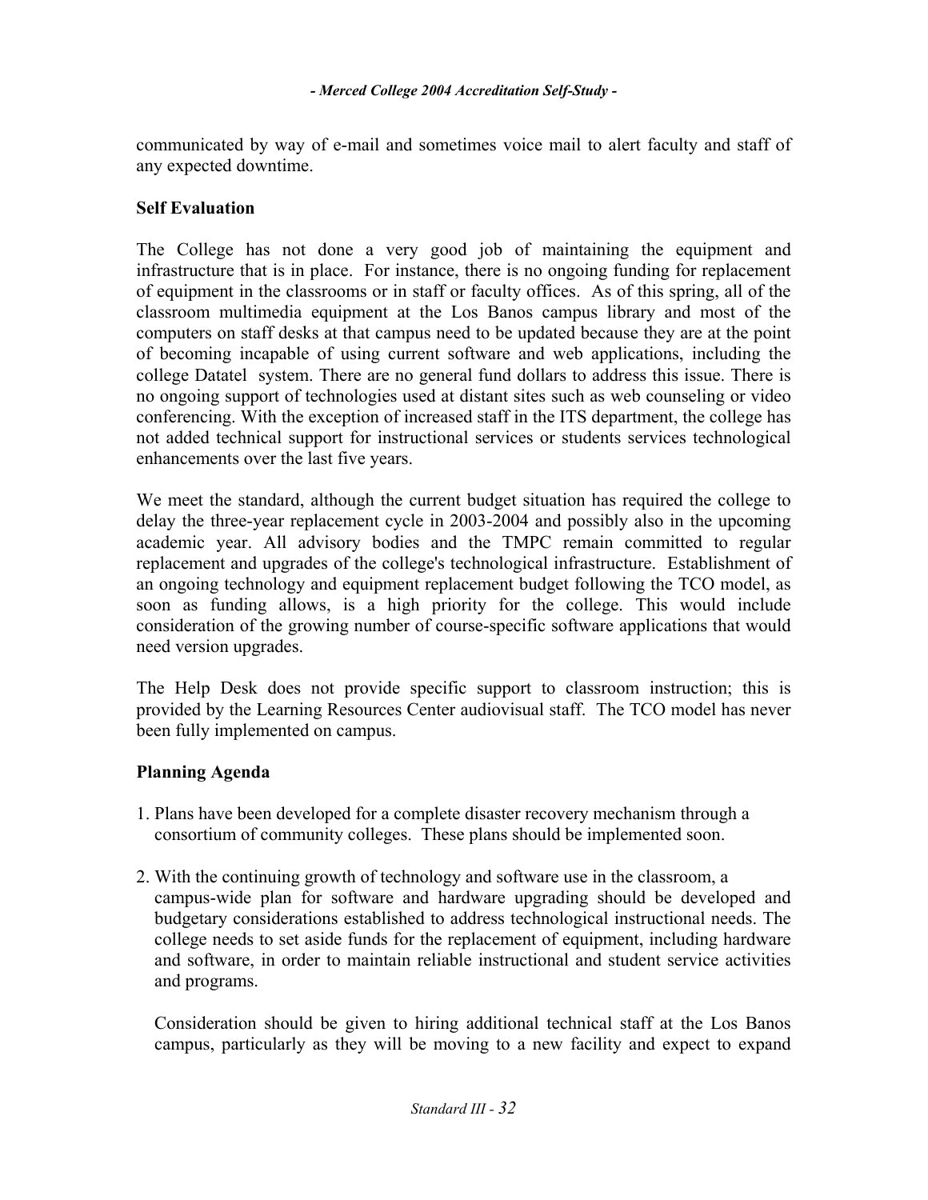communicated by way of e-mail and sometimes voice mail to alert faculty and staff of any expected downtime.

### Self Evaluation

The College has not done a very good job of maintaining the equipment and infrastructure that is in place. For instance, there is no ongoing funding for replacement of equipment in the classrooms or in staff or faculty offices. As of this spring, all of the classroom multimedia equipment at the Los Banos campus library and most of the computers on staff desks at that campus need to be updated because they are at the point of becoming incapable of using current software and web applications, including the college Datatel system. There are no general fund dollars to address this issue. There is no ongoing support of technologies used at distant sites such as web counseling or video conferencing. With the exception of increased staff in the ITS department, the college has not added technical support for instructional services or students services technological enhancements over the last five years.

We meet the standard, although the current budget situation has required the college to delay the three-year replacement cycle in 2003-2004 and possibly also in the upcoming academic year. All advisory bodies and the TMPC remain committed to regular replacement and upgrades of the college's technological infrastructure. Establishment of an ongoing technology and equipment replacement budget following the TCO model, as soon as funding allows, is a high priority for the college. This would include consideration of the growing number of course-specific software applications that would need version upgrades.

The Help Desk does not provide specific support to classroom instruction; this is provided by the Learning Resources Center audiovisual staff. The TCO model has never been fully implemented on campus.

### Planning Agenda

1. Plans have been developed for a complete disaster recovery mechanism through a consortium of community colleges. These plans should be implemented soon.

2. With the continuing growth of technology and software use in the classroom, a campus-wide plan for software and hardware upgrading should be developed and budgetary considerations established to address technological instructional needs. The college needs to set aside funds for the replacement of equipment, including hardware and software, in order to maintain reliable instructional and student service activities and programs.

   Consideration should be given to hiring additional technical staff at the Los Banos campus, particularly as they will be moving to a new facility and expect to expand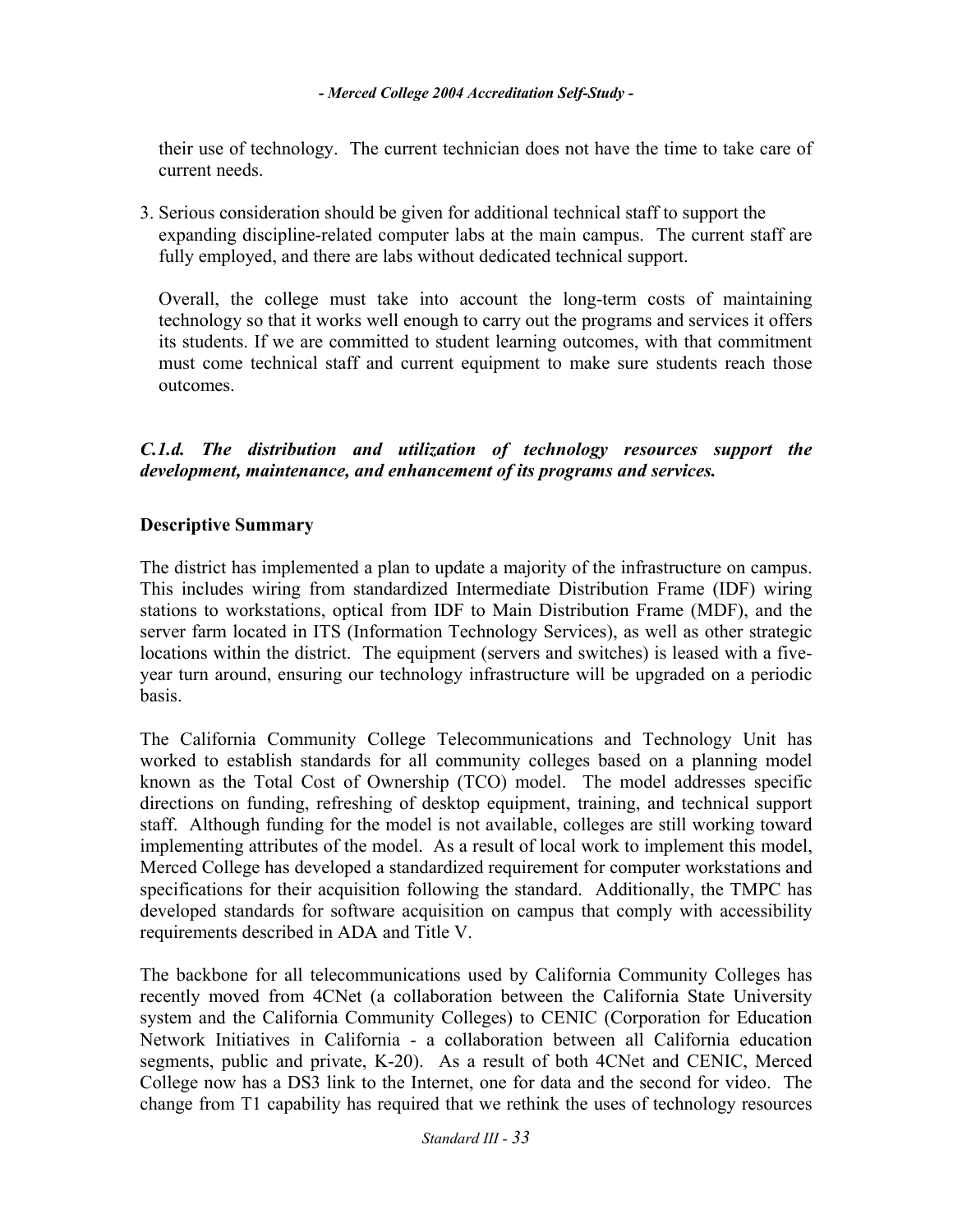their use of technology. The current technician does not have the time to take care of current needs.

3. Serious consideration should be given for additional technical staff to support the expanding discipline-related computer labs at the main campus. The current staff are fully employed, and there are labs without dedicated technical support.

   Overall, the college must take into account the long-term costs of maintaining technology so that it works well enough to carry out the programs and services it offers its students. If we are committed to student learning outcomes, with that commitment must come technical staff and current equipment to make sure students reach those outcomes.

***C.1.d. The distribution and utilization of technology resources support the development, maintenance, and enhancement of its programs and services.***

**Descriptive Summary**

The district has implemented a plan to update a majority of the infrastructure on campus. This includes wiring from standardized Intermediate Distribution Frame (IDF) wiring stations to workstations, optical from IDF to Main Distribution Frame (MDF), and the server farm located in ITS (Information Technology Services), as well as other strategic locations within the district. The equipment (servers and switches) is leased with a five-year turn around, ensuring our technology infrastructure will be upgraded on a periodic basis.

The California Community College Telecommunications and Technology Unit has worked to establish standards for all community colleges based on a planning model known as the Total Cost of Ownership (TCO) model. The model addresses specific directions on funding, refreshing of desktop equipment, training, and technical support staff. Although funding for the model is not available, colleges are still working toward implementing attributes of the model. As a result of local work to implement this model, Merced College has developed a standardized requirement for computer workstations and specifications for their acquisition following the standard. Additionally, the TMPC has developed standards for software acquisition on campus that comply with accessibility requirements described in ADA and Title V.

The backbone for all telecommunications used by California Community Colleges has recently moved from 4CNet (a collaboration between the California State University system and the California Community Colleges) to CENIC (Corporation for Education Network Initiatives in California - a collaboration between all California education segments, public and private, K-20). As a result of both 4CNet and CENIC, Merced College now has a DS3 link to the Internet, one for data and the second for video. The change from T1 capability has required that we rethink the uses of technology resources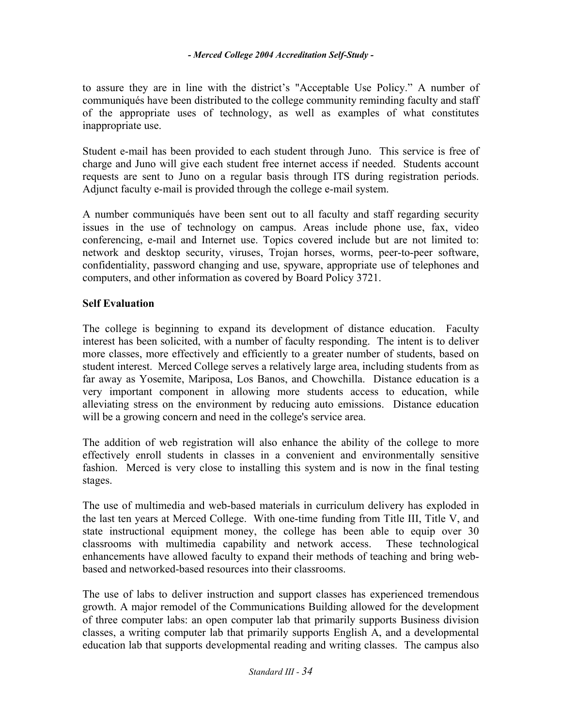to assure they are in line with the district's "Acceptable Use Policy." A number of communiqués have been distributed to the college community reminding faculty and staff of the appropriate uses of technology, as well as examples of what constitutes inappropriate use.

Student e-mail has been provided to each student through Juno. This service is free of charge and Juno will give each student free internet access if needed. Students account requests are sent to Juno on a regular basis through ITS during registration periods. Adjunct faculty e-mail is provided through the college e-mail system.

A number communiqués have been sent out to all faculty and staff regarding security issues in the use of technology on campus. Areas include phone use, fax, video conferencing, e-mail and Internet use. Topics covered include but are not limited to: network and desktop security, viruses, Trojan horses, worms, peer-to-peer software, confidentiality, password changing and use, spyware, appropriate use of telephones and computers, and other information as covered by Board Policy 3721.

**Self Evaluation**

The college is beginning to expand its development of distance education. Faculty interest has been solicited, with a number of faculty responding. The intent is to deliver more classes, more effectively and efficiently to a greater number of students, based on student interest. Merced College serves a relatively large area, including students from as far away as Yosemite, Mariposa, Los Banos, and Chowchilla. Distance education is a very important component in allowing more students access to education, while alleviating stress on the environment by reducing auto emissions. Distance education will be a growing concern and need in the college's service area.

The addition of web registration will also enhance the ability of the college to more effectively enroll students in classes in a convenient and environmentally sensitive fashion. Merced is very close to installing this system and is now in the final testing stages.

The use of multimedia and web-based materials in curriculum delivery has exploded in the last ten years at Merced College. With one-time funding from Title III, Title V, and state instructional equipment money, the college has been able to equip over 30 classrooms with multimedia capability and network access. These technological enhancements have allowed faculty to expand their methods of teaching and bring web-based and networked-based resources into their classrooms.

The use of labs to deliver instruction and support classes has experienced tremendous growth. A major remodel of the Communications Building allowed for the development of three computer labs: an open computer lab that primarily supports Business division classes, a writing computer lab that primarily supports English A, and a developmental education lab that supports developmental reading and writing classes. The campus also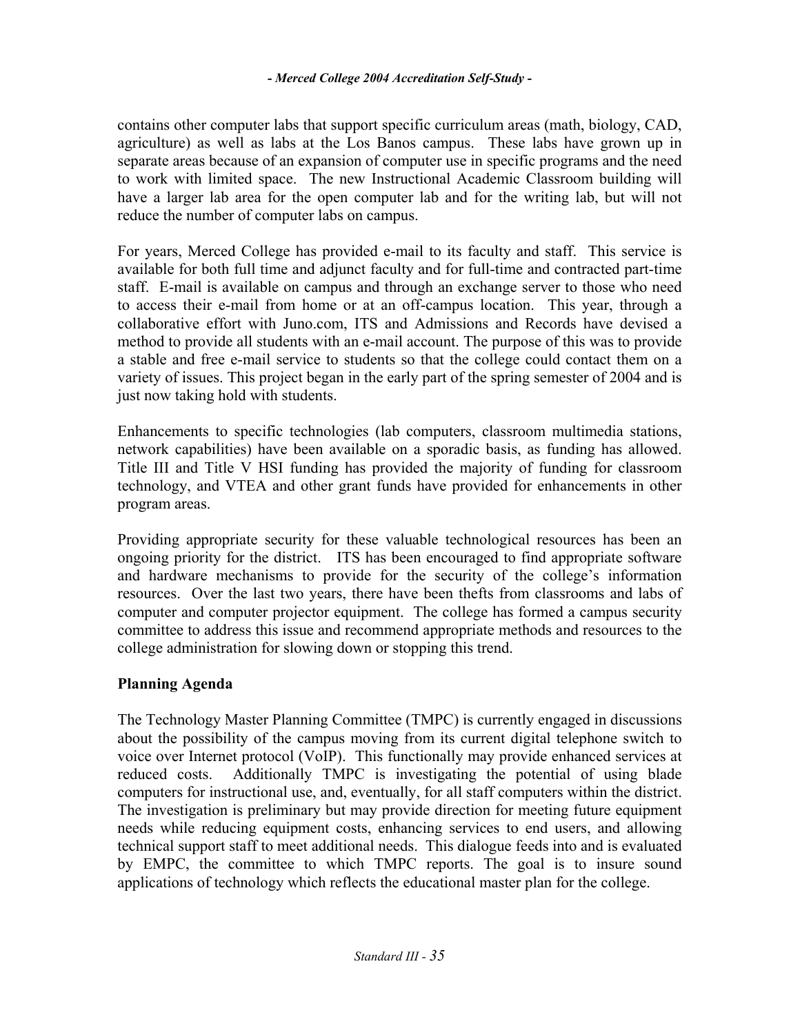contains other computer labs that support specific curriculum areas (math, biology, CAD, agriculture) as well as labs at the Los Banos campus. These labs have grown up in separate areas because of an expansion of computer use in specific programs and the need to work with limited space. The new Instructional Academic Classroom building will have a larger lab area for the open computer lab and for the writing lab, but will not reduce the number of computer labs on campus.

For years, Merced College has provided e-mail to its faculty and staff. This service is available for both full time and adjunct faculty and for full-time and contracted part-time staff. E-mail is available on campus and through an exchange server to those who need to access their e-mail from home or at an off-campus location. This year, through a collaborative effort with Juno.com, ITS and Admissions and Records have devised a method to provide all students with an e-mail account. The purpose of this was to provide a stable and free e-mail service to students so that the college could contact them on a variety of issues. This project began in the early part of the spring semester of 2004 and is just now taking hold with students.

Enhancements to specific technologies (lab computers, classroom multimedia stations, network capabilities) have been available on a sporadic basis, as funding has allowed. Title III and Title V HSI funding has provided the majority of funding for classroom technology, and VTEA and other grant funds have provided for enhancements in other program areas.

Providing appropriate security for these valuable technological resources has been an ongoing priority for the district. ITS has been encouraged to find appropriate software and hardware mechanisms to provide for the security of the college's information resources. Over the last two years, there have been thefts from classrooms and labs of computer and computer projector equipment. The college has formed a campus security committee to address this issue and recommend appropriate methods and resources to the college administration for slowing down or stopping this trend.

**Planning Agenda**

The Technology Master Planning Committee (TMPC) is currently engaged in discussions about the possibility of the campus moving from its current digital telephone switch to voice over Internet protocol (VoIP). This functionally may provide enhanced services at reduced costs. Additionally TMPC is investigating the potential of using blade computers for instructional use, and, eventually, for all staff computers within the district. The investigation is preliminary but may provide direction for meeting future equipment needs while reducing equipment costs, enhancing services to end users, and allowing technical support staff to meet additional needs. This dialogue feeds into and is evaluated by EMPC, the committee to which TMPC reports. The goal is to insure sound applications of technology which reflects the educational master plan for the college.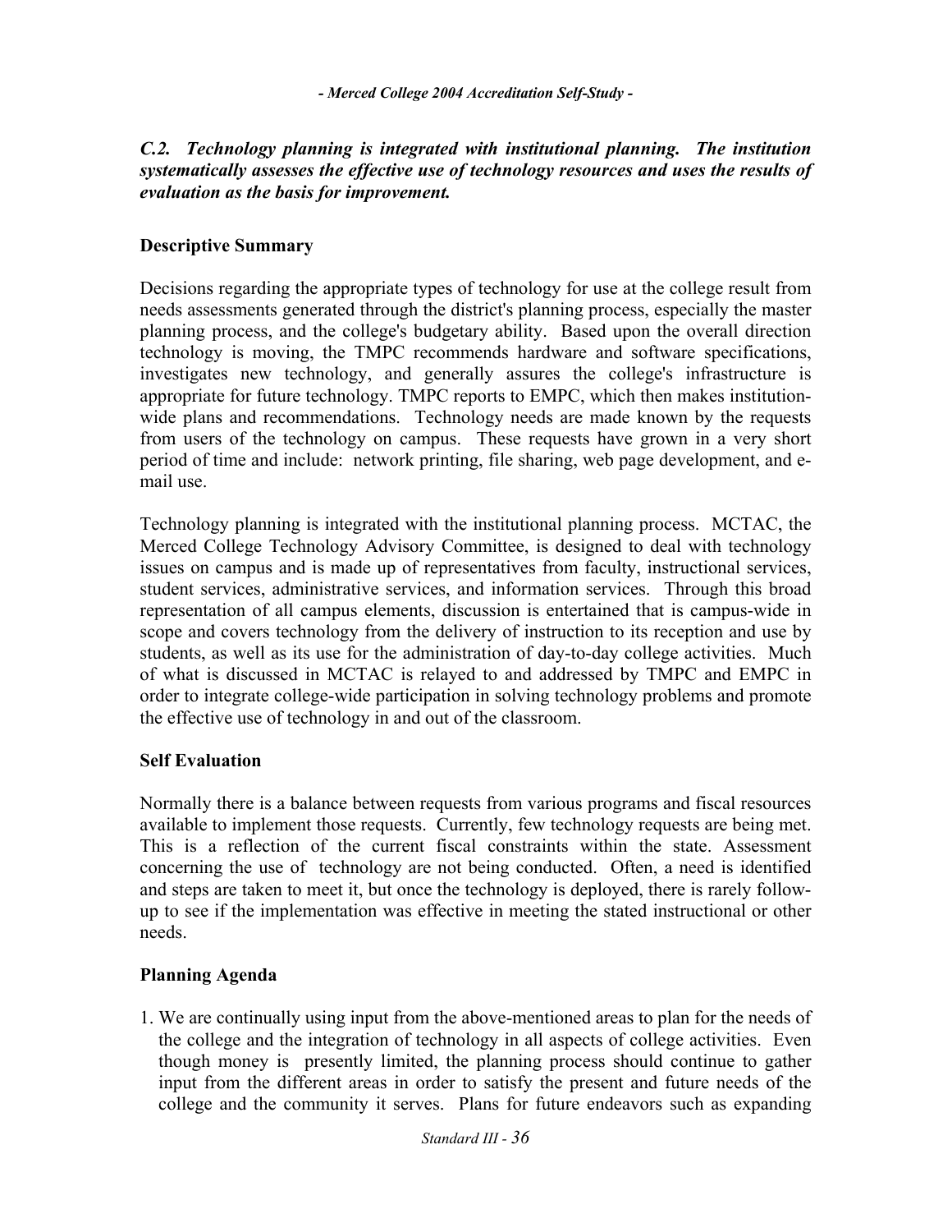***C.2. Technology planning is integrated with institutional planning. The institution systematically assesses the effective use of technology resources and uses the results of evaluation as the basis for improvement.***

### Descriptive Summary

Decisions regarding the appropriate types of technology for use at the college result from needs assessments generated through the district's planning process, especially the master planning process, and the college's budgetary ability. Based upon the overall direction technology is moving, the TMPC recommends hardware and software specifications, investigates new technology, and generally assures the college's infrastructure is appropriate for future technology. TMPC reports to EMPC, which then makes institution-wide plans and recommendations. Technology needs are made known by the requests from users of the technology on campus. These requests have grown in a very short period of time and include: network printing, file sharing, web page development, and e-mail use.

Technology planning is integrated with the institutional planning process. MCTAC, the Merced College Technology Advisory Committee, is designed to deal with technology issues on campus and is made up of representatives from faculty, instructional services, student services, administrative services, and information services. Through this broad representation of all campus elements, discussion is entertained that is campus-wide in scope and covers technology from the delivery of instruction to its reception and use by students, as well as its use for the administration of day-to-day college activities. Much of what is discussed in MCTAC is relayed to and addressed by TMPC and EMPC in order to integrate college-wide participation in solving technology problems and promote the effective use of technology in and out of the classroom.

### Self Evaluation

Normally there is a balance between requests from various programs and fiscal resources available to implement those requests. Currently, few technology requests are being met. This is a reflection of the current fiscal constraints within the state. Assessment concerning the use of technology are not being conducted. Often, a need is identified and steps are taken to meet it, but once the technology is deployed, there is rarely follow-up to see if the implementation was effective in meeting the stated instructional or other needs.

### Planning Agenda

1. We are continually using input from the above-mentioned areas to plan for the needs of the college and the integration of technology in all aspects of college activities. Even though money is presently limited, the planning process should continue to gather input from the different areas in order to satisfy the present and future needs of the college and the community it serves. Plans for future endeavors such as expanding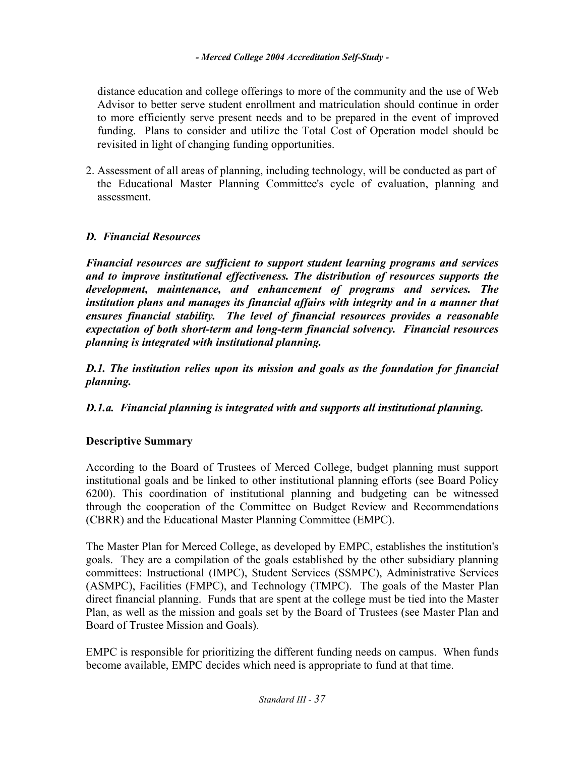distance education and college offerings to more of the community and the use of Web Advisor to better serve student enrollment and matriculation should continue in order to more efficiently serve present needs and to be prepared in the event of improved funding. Plans to consider and utilize the Total Cost of Operation model should be revisited in light of changing funding opportunities.

2. Assessment of all areas of planning, including technology, will be conducted as part of the Educational Master Planning Committee's cycle of evaluation, planning and assessment.

### *D. Financial Resources*

***Financial resources are sufficient to support student learning programs and services and to improve institutional effectiveness. The distribution of resources supports the development, maintenance, and enhancement of programs and services. The institution plans and manages its financial affairs with integrity and in a manner that ensures financial stability. The level of financial resources provides a reasonable expectation of both short-term and long-term financial solvency. Financial resources planning is integrated with institutional planning.***

***D.1. The institution relies upon its mission and goals as the foundation for financial planning.***

***D.1.a. Financial planning is integrated with and supports all institutional planning.***

#### Descriptive Summary

According to the Board of Trustees of Merced College, budget planning must support institutional goals and be linked to other institutional planning efforts (see Board Policy 6200). This coordination of institutional planning and budgeting can be witnessed through the cooperation of the Committee on Budget Review and Recommendations (CBRR) and the Educational Master Planning Committee (EMPC).

The Master Plan for Merced College, as developed by EMPC, establishes the institution's goals. They are a compilation of the goals established by the other subsidiary planning committees: Instructional (IMPC), Student Services (SSMPC), Administrative Services (ASMPC), Facilities (FMPC), and Technology (TMPC). The goals of the Master Plan direct financial planning. Funds that are spent at the college must be tied into the Master Plan, as well as the mission and goals set by the Board of Trustees (see Master Plan and Board of Trustee Mission and Goals).

EMPC is responsible for prioritizing the different funding needs on campus. When funds become available, EMPC decides which need is appropriate to fund at that time.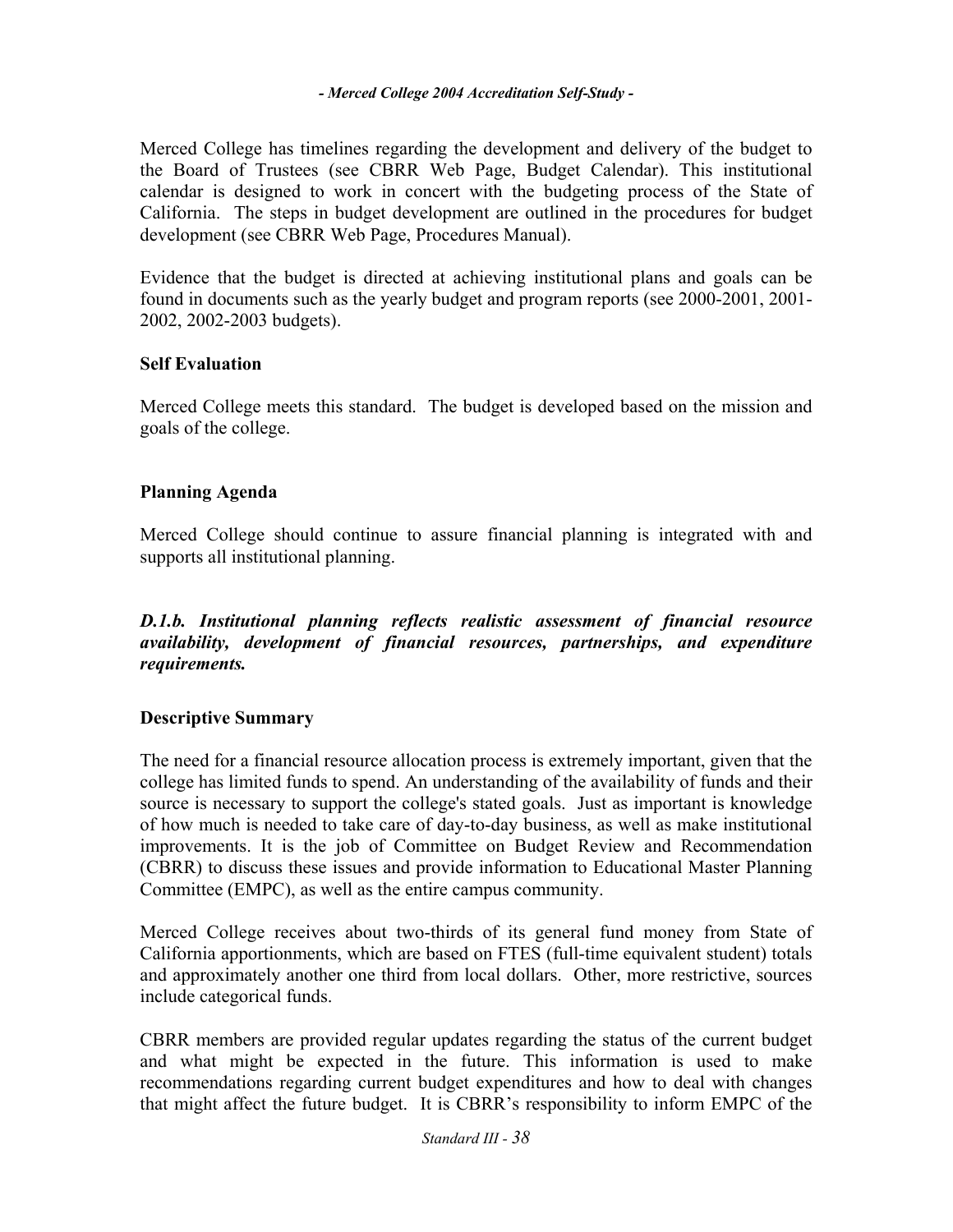Merced College has timelines regarding the development and delivery of the budget to the Board of Trustees (see CBRR Web Page, Budget Calendar). This institutional calendar is designed to work in concert with the budgeting process of the State of California. The steps in budget development are outlined in the procedures for budget development (see CBRR Web Page, Procedures Manual).

Evidence that the budget is directed at achieving institutional plans and goals can be found in documents such as the yearly budget and program reports (see 2000-2001, 2001-2002, 2002-2003 budgets).

**Self Evaluation**

Merced College meets this standard. The budget is developed based on the mission and goals of the college.

**Planning Agenda**

Merced College should continue to assure financial planning is integrated with and supports all institutional planning.

***D.1.b. Institutional planning reflects realistic assessment of financial resource availability, development of financial resources, partnerships, and expenditure requirements.***

**Descriptive Summary**

The need for a financial resource allocation process is extremely important, given that the college has limited funds to spend. An understanding of the availability of funds and their source is necessary to support the college's stated goals. Just as important is knowledge of how much is needed to take care of day-to-day business, as well as make institutional improvements. It is the job of Committee on Budget Review and Recommendation (CBRR) to discuss these issues and provide information to Educational Master Planning Committee (EMPC), as well as the entire campus community.

Merced College receives about two-thirds of its general fund money from State of California apportionments, which are based on FTES (full-time equivalent student) totals and approximately another one third from local dollars. Other, more restrictive, sources include categorical funds.

CBRR members are provided regular updates regarding the status of the current budget and what might be expected in the future. This information is used to make recommendations regarding current budget expenditures and how to deal with changes that might affect the future budget. It is CBRR's responsibility to inform EMPC of the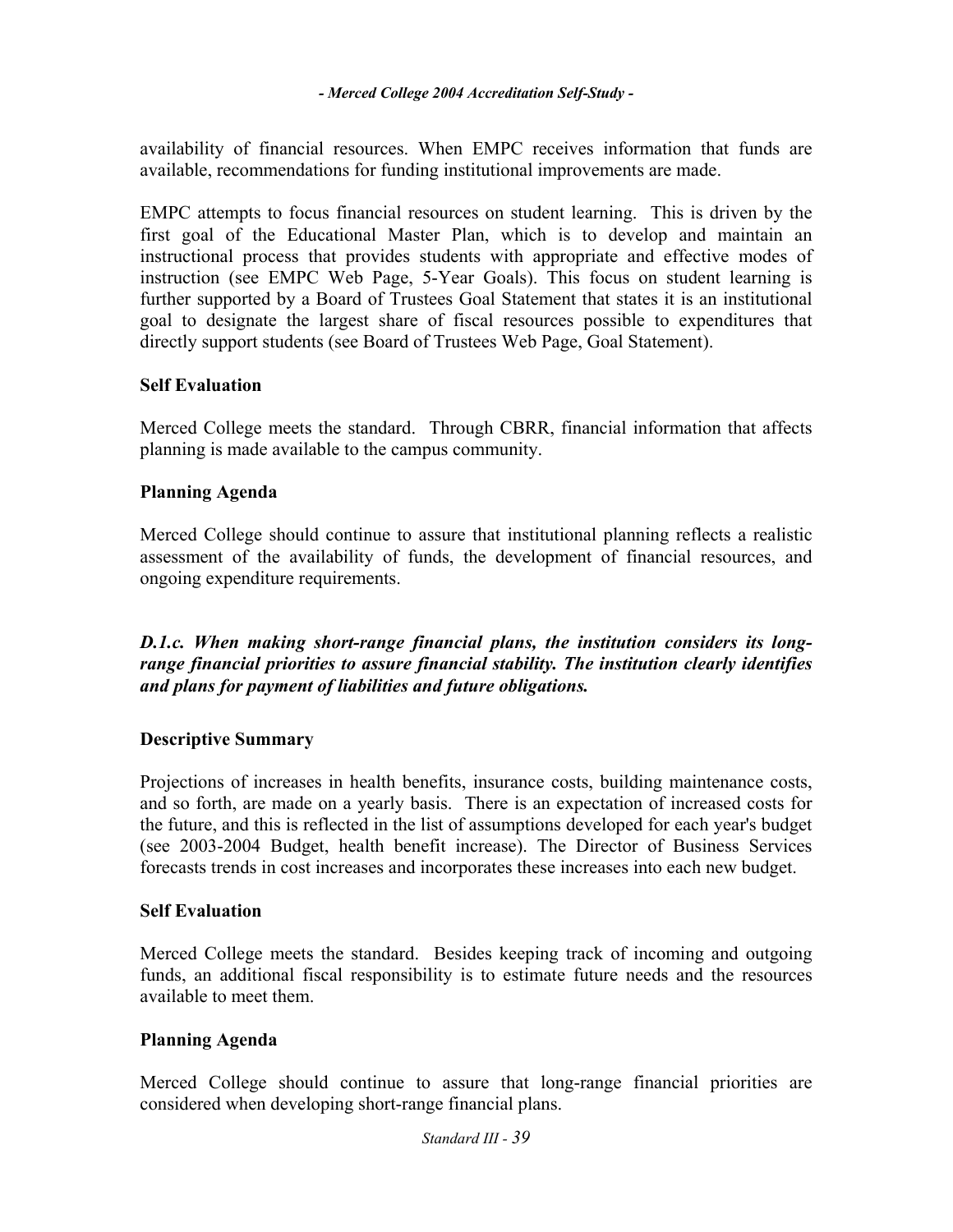availability of financial resources. When EMPC receives information that funds are available, recommendations for funding institutional improvements are made.

EMPC attempts to focus financial resources on student learning. This is driven by the first goal of the Educational Master Plan, which is to develop and maintain an instructional process that provides students with appropriate and effective modes of instruction (see EMPC Web Page, 5-Year Goals). This focus on student learning is further supported by a Board of Trustees Goal Statement that states it is an institutional goal to designate the largest share of fiscal resources possible to expenditures that directly support students (see Board of Trustees Web Page, Goal Statement).

**Self Evaluation**

Merced College meets the standard. Through CBRR, financial information that affects planning is made available to the campus community.

**Planning Agenda**

Merced College should continue to assure that institutional planning reflects a realistic assessment of the availability of funds, the development of financial resources, and ongoing expenditure requirements.

***D.1.c. When making short-range financial plans, the institution considers its long-range financial priorities to assure financial stability. The institution clearly identifies and plans for payment of liabilities and future obligations.***

**Descriptive Summary**

Projections of increases in health benefits, insurance costs, building maintenance costs, and so forth, are made on a yearly basis. There is an expectation of increased costs for the future, and this is reflected in the list of assumptions developed for each year's budget (see 2003-2004 Budget, health benefit increase). The Director of Business Services forecasts trends in cost increases and incorporates these increases into each new budget.

**Self Evaluation**

Merced College meets the standard. Besides keeping track of incoming and outgoing funds, an additional fiscal responsibility is to estimate future needs and the resources available to meet them.

**Planning Agenda**

Merced College should continue to assure that long-range financial priorities are considered when developing short-range financial plans.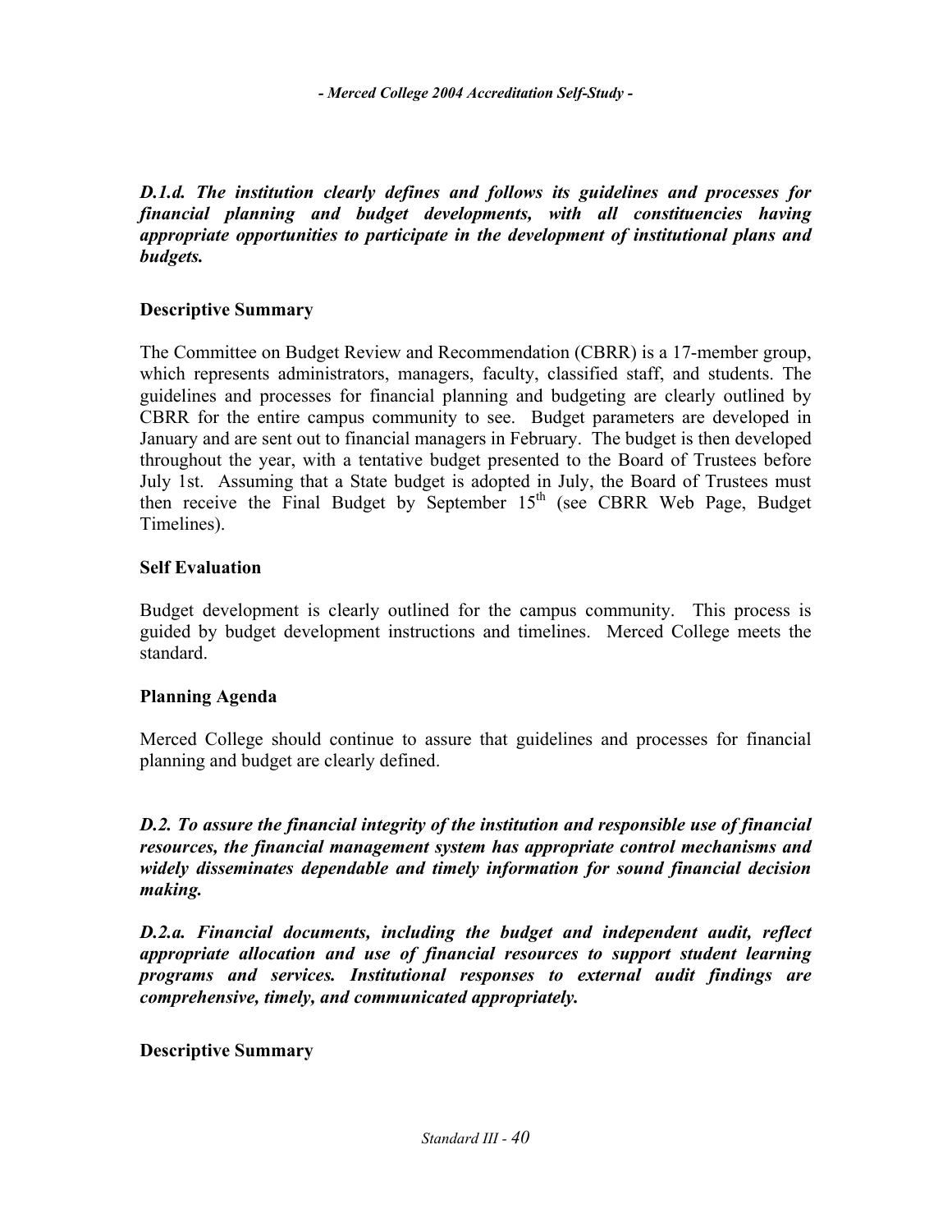***D.1.d. The institution clearly defines and follows its guidelines and processes for financial planning and budget developments, with all constituencies having appropriate opportunities to participate in the development of institutional plans and budgets.***

**Descriptive Summary**

The Committee on Budget Review and Recommendation (CBRR) is a 17-member group, which represents administrators, managers, faculty, classified staff, and students. The guidelines and processes for financial planning and budgeting are clearly outlined by CBRR for the entire campus community to see. Budget parameters are developed in January and are sent out to financial managers in February. The budget is then developed throughout the year, with a tentative budget presented to the Board of Trustees before July 1st. Assuming that a State budget is adopted in July, the Board of Trustees must then receive the Final Budget by September 15th (see CBRR Web Page, Budget Timelines).

**Self Evaluation**

Budget development is clearly outlined for the campus community. This process is guided by budget development instructions and timelines. Merced College meets the standard.

**Planning Agenda**

Merced College should continue to assure that guidelines and processes for financial planning and budget are clearly defined.

***D.2. To assure the financial integrity of the institution and responsible use of financial resources, the financial management system has appropriate control mechanisms and widely disseminates dependable and timely information for sound financial decision making.***

***D.2.a. Financial documents, including the budget and independent audit, reflect appropriate allocation and use of financial resources to support student learning programs and services. Institutional responses to external audit findings are comprehensive, timely, and communicated appropriately.***

**Descriptive Summary**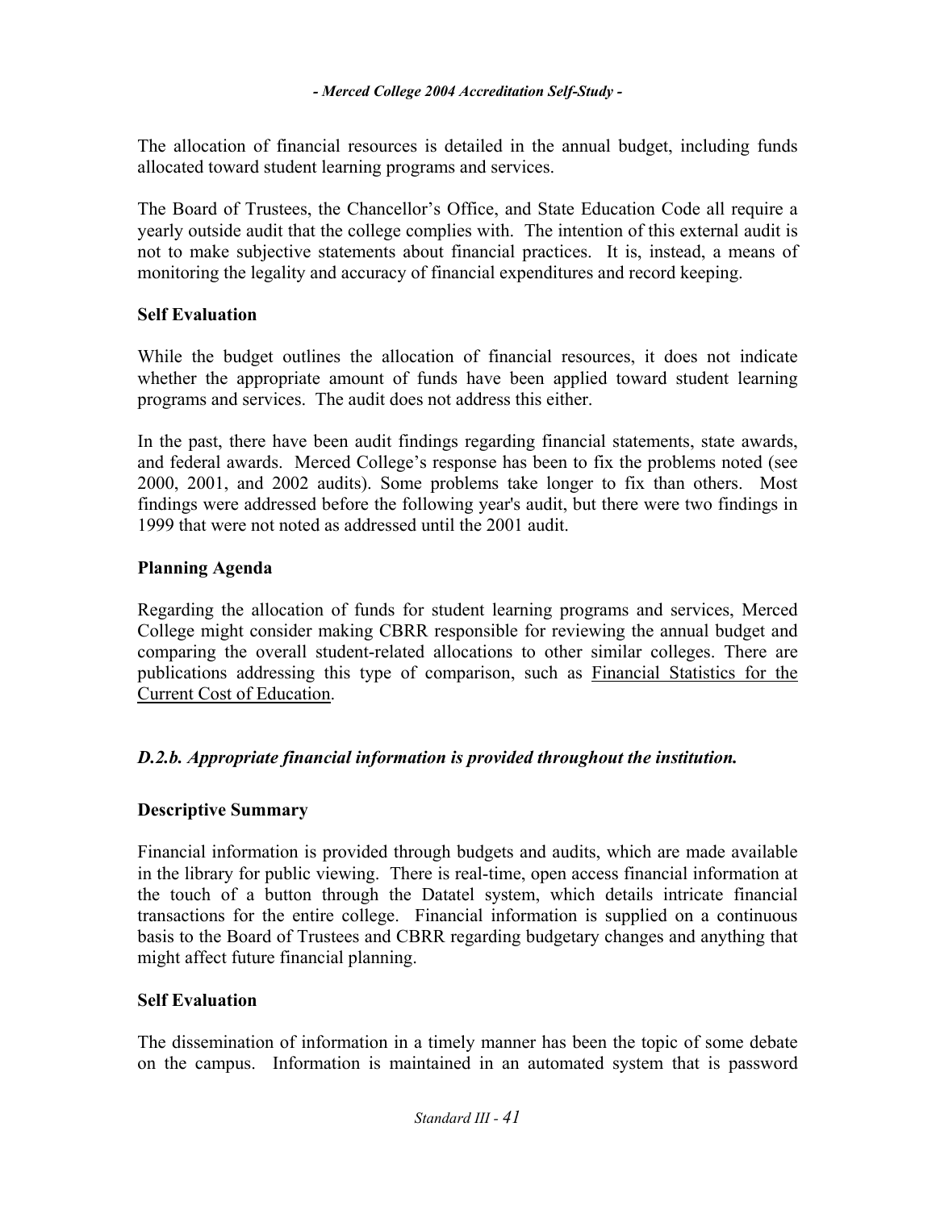The allocation of financial resources is detailed in the annual budget, including funds allocated toward student learning programs and services.

The Board of Trustees, the Chancellor's Office, and State Education Code all require a yearly outside audit that the college complies with. The intention of this external audit is not to make subjective statements about financial practices. It is, instead, a means of monitoring the legality and accuracy of financial expenditures and record keeping.

**Self Evaluation**

While the budget outlines the allocation of financial resources, it does not indicate whether the appropriate amount of funds have been applied toward student learning programs and services. The audit does not address this either.

In the past, there have been audit findings regarding financial statements, state awards, and federal awards. Merced College's response has been to fix the problems noted (see 2000, 2001, and 2002 audits). Some problems take longer to fix than others. Most findings were addressed before the following year's audit, but there were two findings in 1999 that were not noted as addressed until the 2001 audit.

**Planning Agenda**

Regarding the allocation of funds for student learning programs and services, Merced College might consider making CBRR responsible for reviewing the annual budget and comparing the overall student-related allocations to other similar colleges. There are publications addressing this type of comparison, such as Financial Statistics for the Current Cost of Education.

### *D.2.b. Appropriate financial information is provided throughout the institution.*

**Descriptive Summary**

Financial information is provided through budgets and audits, which are made available in the library for public viewing. There is real-time, open access financial information at the touch of a button through the Datatel system, which details intricate financial transactions for the entire college. Financial information is supplied on a continuous basis to the Board of Trustees and CBRR regarding budgetary changes and anything that might affect future financial planning.

**Self Evaluation**

The dissemination of information in a timely manner has been the topic of some debate on the campus. Information is maintained in an automated system that is password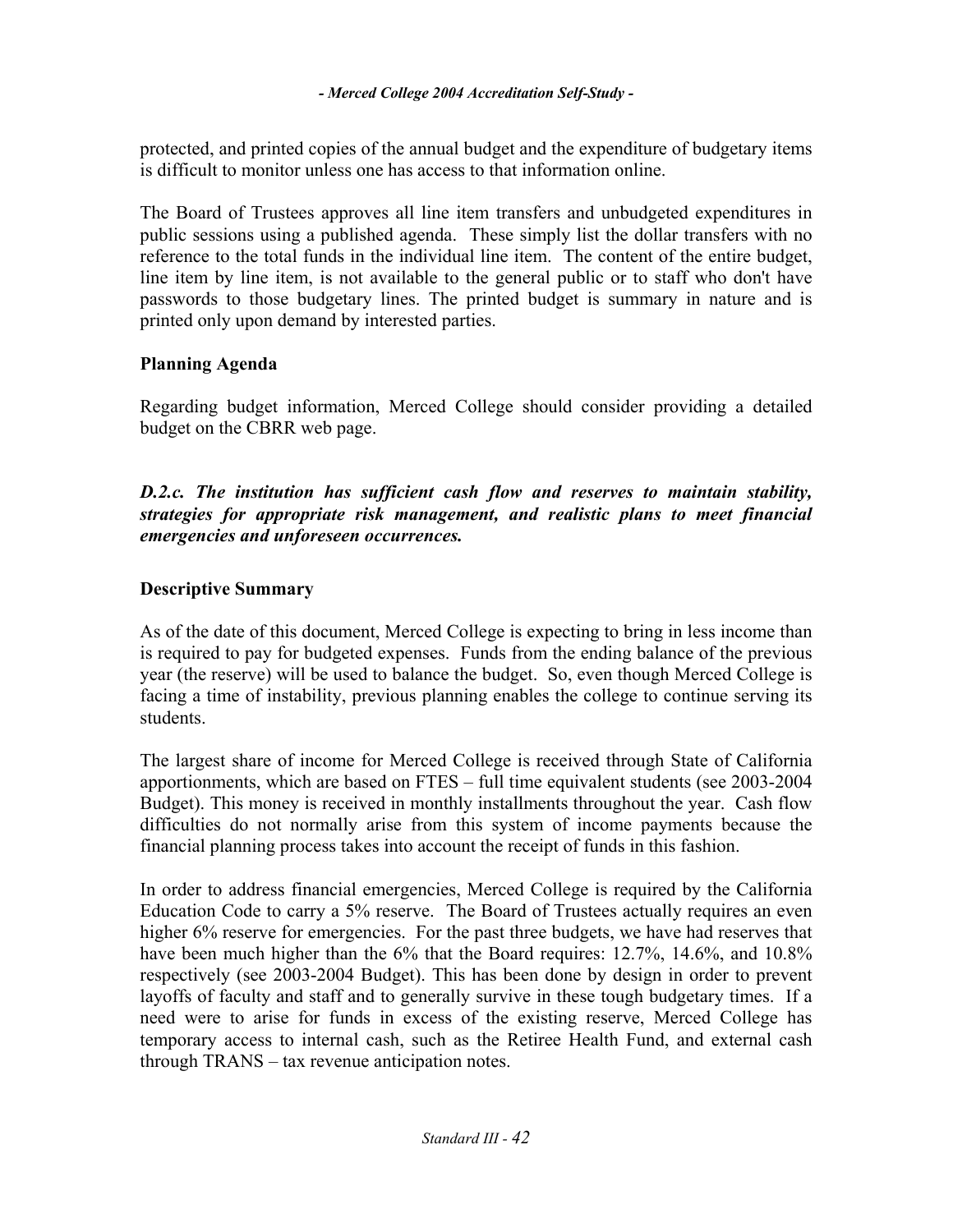protected, and printed copies of the annual budget and the expenditure of budgetary items is difficult to monitor unless one has access to that information online.

The Board of Trustees approves all line item transfers and unbudgeted expenditures in public sessions using a published agenda. These simply list the dollar transfers with no reference to the total funds in the individual line item. The content of the entire budget, line item by line item, is not available to the general public or to staff who don't have passwords to those budgetary lines. The printed budget is summary in nature and is printed only upon demand by interested parties.

### Planning Agenda

Regarding budget information, Merced College should consider providing a detailed budget on the CBRR web page.

***D.2.c. The institution has sufficient cash flow and reserves to maintain stability, strategies for appropriate risk management, and realistic plans to meet financial emergencies and unforeseen occurrences.***

### Descriptive Summary

As of the date of this document, Merced College is expecting to bring in less income than is required to pay for budgeted expenses. Funds from the ending balance of the previous year (the reserve) will be used to balance the budget. So, even though Merced College is facing a time of instability, previous planning enables the college to continue serving its students.

The largest share of income for Merced College is received through State of California apportionments, which are based on FTES – full time equivalent students (see 2003-2004 Budget). This money is received in monthly installments throughout the year. Cash flow difficulties do not normally arise from this system of income payments because the financial planning process takes into account the receipt of funds in this fashion.

In order to address financial emergencies, Merced College is required by the California Education Code to carry a 5% reserve. The Board of Trustees actually requires an even higher 6% reserve for emergencies. For the past three budgets, we have had reserves that have been much higher than the 6% that the Board requires: 12.7%, 14.6%, and 10.8% respectively (see 2003-2004 Budget). This has been done by design in order to prevent layoffs of faculty and staff and to generally survive in these tough budgetary times. If a need were to arise for funds in excess of the existing reserve, Merced College has temporary access to internal cash, such as the Retiree Health Fund, and external cash through TRANS – tax revenue anticipation notes.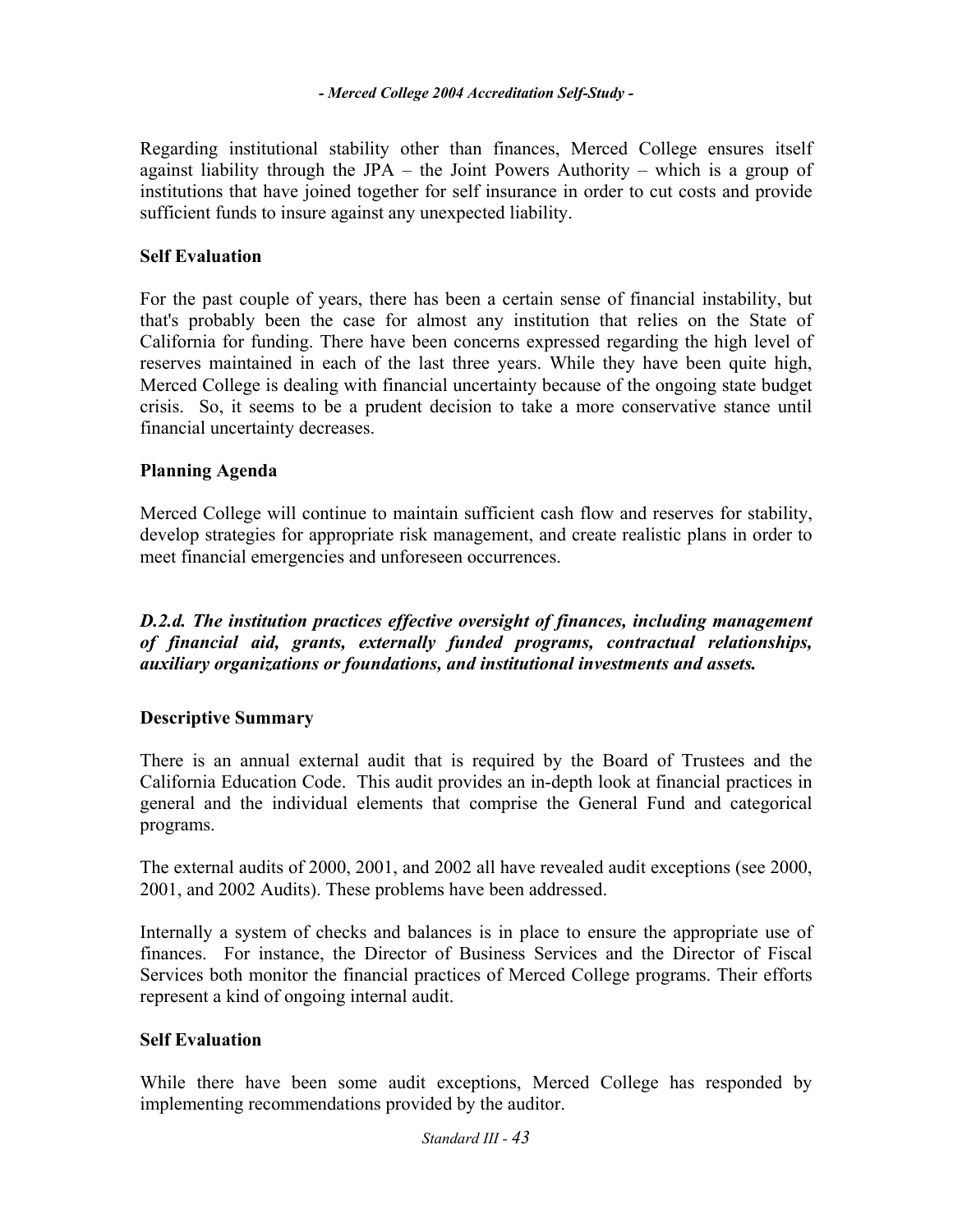Regarding institutional stability other than finances, Merced College ensures itself against liability through the JPA – the Joint Powers Authority – which is a group of institutions that have joined together for self insurance in order to cut costs and provide sufficient funds to insure against any unexpected liability.

### Self Evaluation

For the past couple of years, there has been a certain sense of financial instability, but that's probably been the case for almost any institution that relies on the State of California for funding. There have been concerns expressed regarding the high level of reserves maintained in each of the last three years. While they have been quite high, Merced College is dealing with financial uncertainty because of the ongoing state budget crisis. So, it seems to be a prudent decision to take a more conservative stance until financial uncertainty decreases.

### Planning Agenda

Merced College will continue to maintain sufficient cash flow and reserves for stability, develop strategies for appropriate risk management, and create realistic plans in order to meet financial emergencies and unforeseen occurrences.

***D.2.d. The institution practices effective oversight of finances, including management of financial aid, grants, externally funded programs, contractual relationships, auxiliary organizations or foundations, and institutional investments and assets.***

### Descriptive Summary

There is an annual external audit that is required by the Board of Trustees and the California Education Code. This audit provides an in-depth look at financial practices in general and the individual elements that comprise the General Fund and categorical programs.

The external audits of 2000, 2001, and 2002 all have revealed audit exceptions (see 2000, 2001, and 2002 Audits). These problems have been addressed.

Internally a system of checks and balances is in place to ensure the appropriate use of finances. For instance, the Director of Business Services and the Director of Fiscal Services both monitor the financial practices of Merced College programs. Their efforts represent a kind of ongoing internal audit.

### Self Evaluation

While there have been some audit exceptions, Merced College has responded by implementing recommendations provided by the auditor.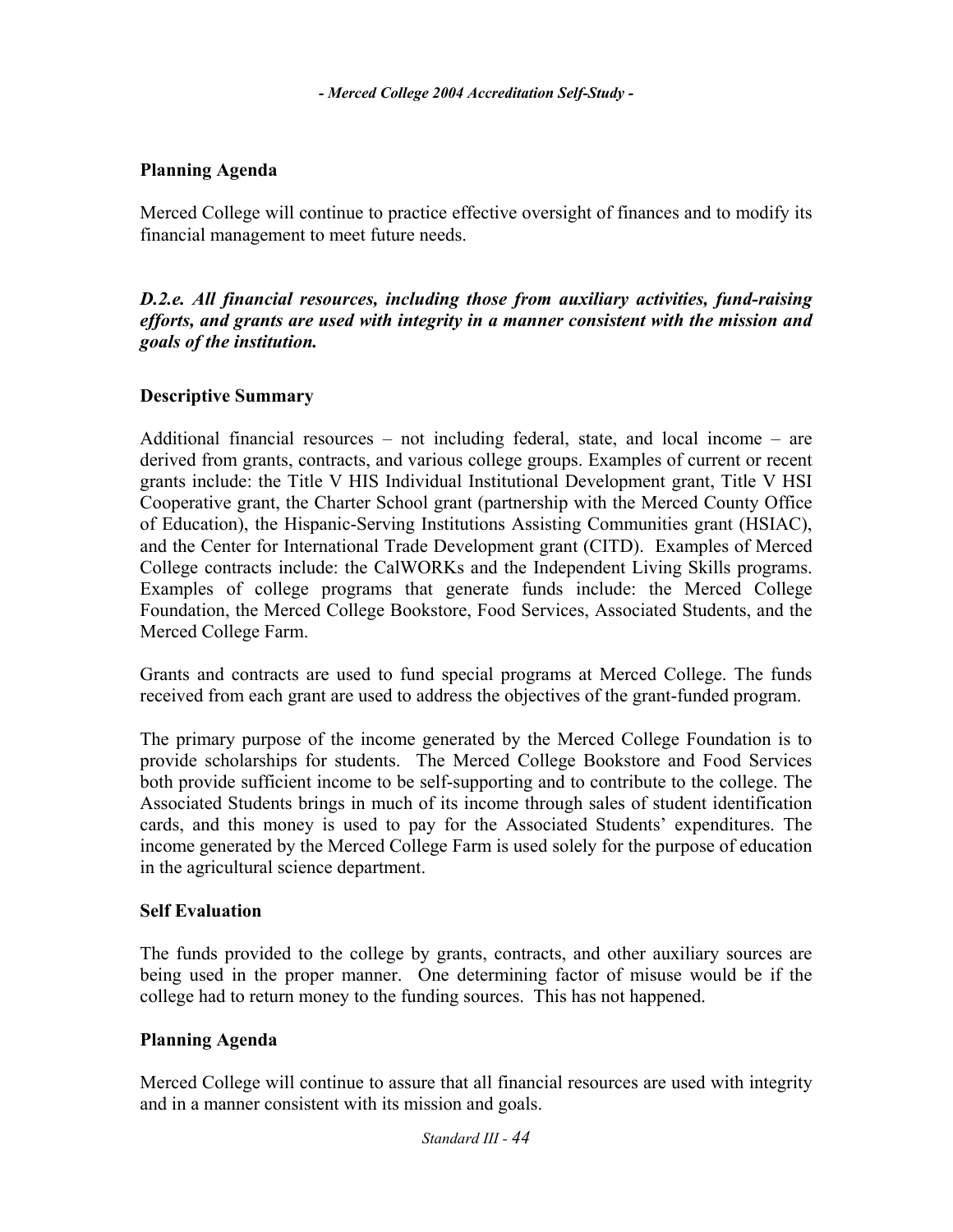### Planning Agenda

Merced College will continue to practice effective oversight of finances and to modify its financial management to meet future needs.

***D.2.e. All financial resources, including those from auxiliary activities, fund-raising efforts, and grants are used with integrity in a manner consistent with the mission and goals of the institution.***

### Descriptive Summary

Additional financial resources – not including federal, state, and local income – are derived from grants, contracts, and various college groups. Examples of current or recent grants include: the Title V HIS Individual Institutional Development grant, Title V HSI Cooperative grant, the Charter School grant (partnership with the Merced County Office of Education), the Hispanic-Serving Institutions Assisting Communities grant (HSIAC), and the Center for International Trade Development grant (CITD). Examples of Merced College contracts include: the CalWORKs and the Independent Living Skills programs. Examples of college programs that generate funds include: the Merced College Foundation, the Merced College Bookstore, Food Services, Associated Students, and the Merced College Farm.

Grants and contracts are used to fund special programs at Merced College. The funds received from each grant are used to address the objectives of the grant-funded program.

The primary purpose of the income generated by the Merced College Foundation is to provide scholarships for students. The Merced College Bookstore and Food Services both provide sufficient income to be self-supporting and to contribute to the college. The Associated Students brings in much of its income through sales of student identification cards, and this money is used to pay for the Associated Students' expenditures. The income generated by the Merced College Farm is used solely for the purpose of education in the agricultural science department.

### Self Evaluation

The funds provided to the college by grants, contracts, and other auxiliary sources are being used in the proper manner. One determining factor of misuse would be if the college had to return money to the funding sources. This has not happened.

### Planning Agenda

Merced College will continue to assure that all financial resources are used with integrity and in a manner consistent with its mission and goals.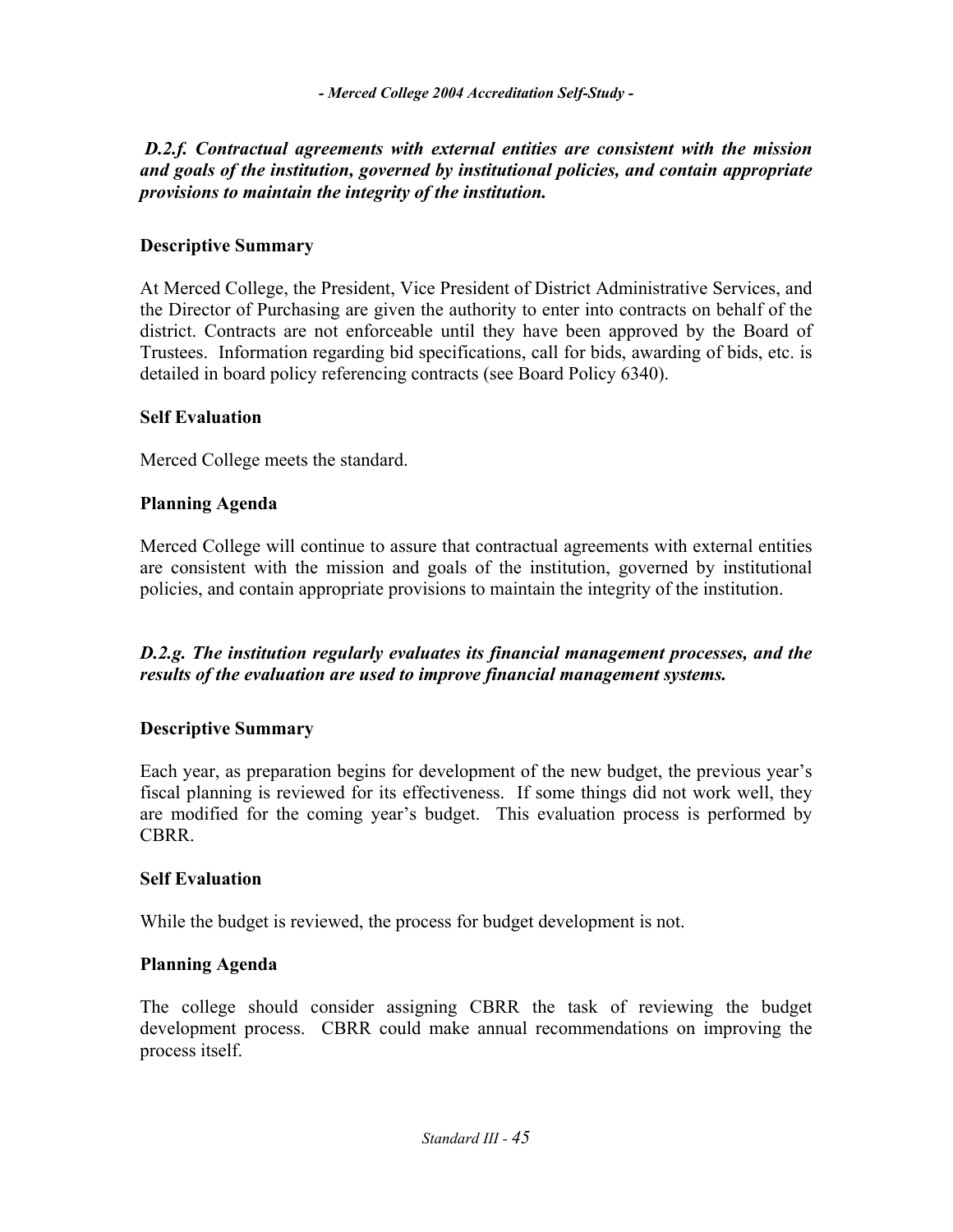***D.2.f. Contractual agreements with external entities are consistent with the mission and goals of the institution, governed by institutional policies, and contain appropriate provisions to maintain the integrity of the institution.***

**Descriptive Summary**

At Merced College, the President, Vice President of District Administrative Services, and the Director of Purchasing are given the authority to enter into contracts on behalf of the district. Contracts are not enforceable until they have been approved by the Board of Trustees. Information regarding bid specifications, call for bids, awarding of bids, etc. is detailed in board policy referencing contracts (see Board Policy 6340).

**Self Evaluation**

Merced College meets the standard.

**Planning Agenda**

Merced College will continue to assure that contractual agreements with external entities are consistent with the mission and goals of the institution, governed by institutional policies, and contain appropriate provisions to maintain the integrity of the institution.

***D.2.g. The institution regularly evaluates its financial management processes, and the results of the evaluation are used to improve financial management systems.***

**Descriptive Summary**

Each year, as preparation begins for development of the new budget, the previous year's fiscal planning is reviewed for its effectiveness. If some things did not work well, they are modified for the coming year's budget. This evaluation process is performed by CBRR.

**Self Evaluation**

While the budget is reviewed, the process for budget development is not.

**Planning Agenda**

The college should consider assigning CBRR the task of reviewing the budget development process. CBRR could make annual recommendations on improving the process itself.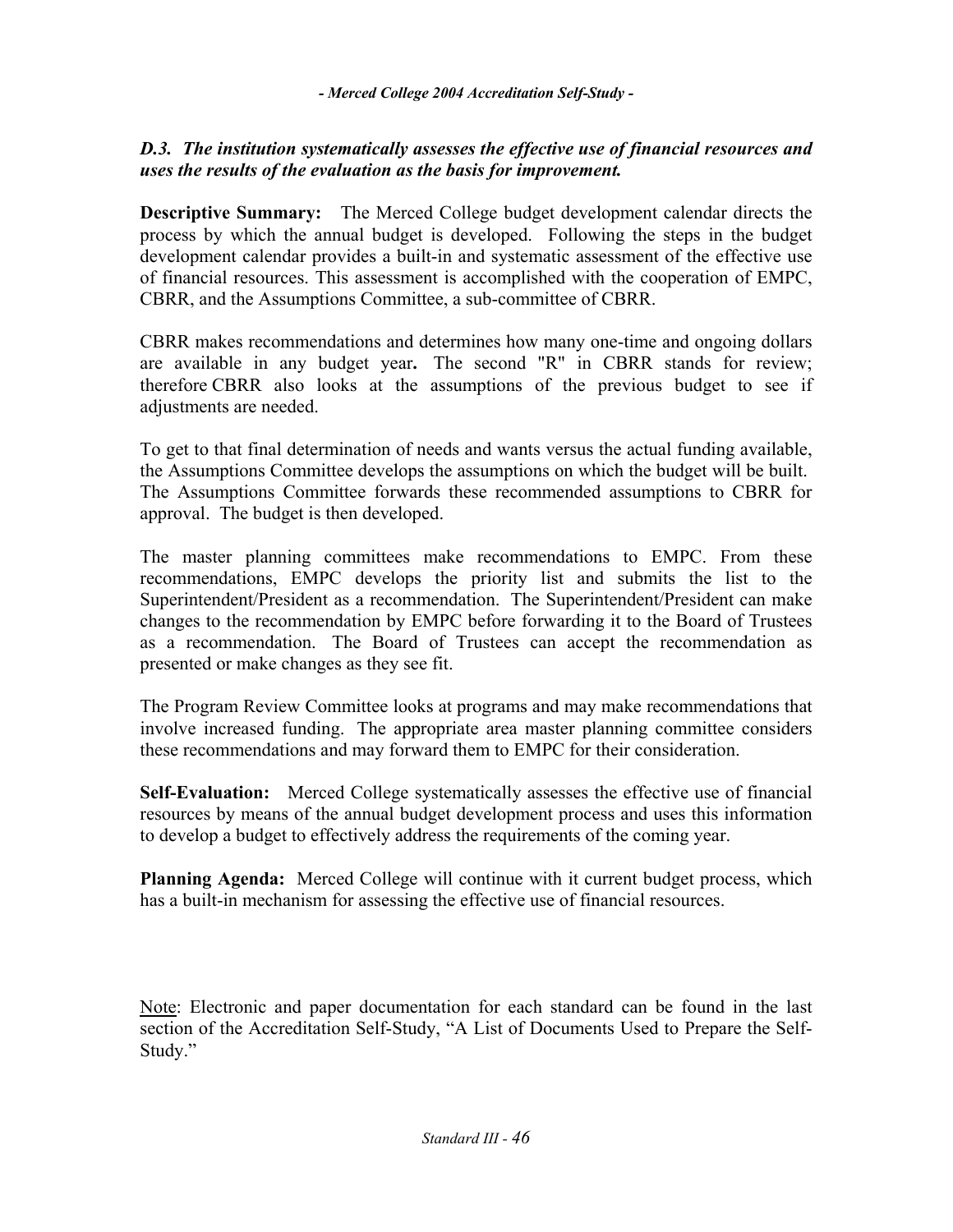### *D.3. The institution systematically assesses the effective use of financial resources and uses the results of the evaluation as the basis for improvement.*

**Descriptive Summary:** The Merced College budget development calendar directs the process by which the annual budget is developed. Following the steps in the budget development calendar provides a built-in and systematic assessment of the effective use of financial resources. This assessment is accomplished with the cooperation of EMPC, CBRR, and the Assumptions Committee, a sub-committee of CBRR.

CBRR makes recommendations and determines how many one-time and ongoing dollars are available in any budget year**.** The second "R" in CBRR stands for review; therefore CBRR also looks at the assumptions of the previous budget to see if adjustments are needed.

To get to that final determination of needs and wants versus the actual funding available, the Assumptions Committee develops the assumptions on which the budget will be built. The Assumptions Committee forwards these recommended assumptions to CBRR for approval. The budget is then developed.

The master planning committees make recommendations to EMPC. From these recommendations, EMPC develops the priority list and submits the list to the Superintendent/President as a recommendation. The Superintendent/President can make changes to the recommendation by EMPC before forwarding it to the Board of Trustees as a recommendation. The Board of Trustees can accept the recommendation as presented or make changes as they see fit.

The Program Review Committee looks at programs and may make recommendations that involve increased funding. The appropriate area master planning committee considers these recommendations and may forward them to EMPC for their consideration.

**Self-Evaluation:** Merced College systematically assesses the effective use of financial resources by means of the annual budget development process and uses this information to develop a budget to effectively address the requirements of the coming year.

**Planning Agenda:** Merced College will continue with it current budget process, which has a built-in mechanism for assessing the effective use of financial resources.

<ins>Note</ins>: Electronic and paper documentation for each standard can be found in the last section of the Accreditation Self-Study, "A List of Documents Used to Prepare the Self-Study."